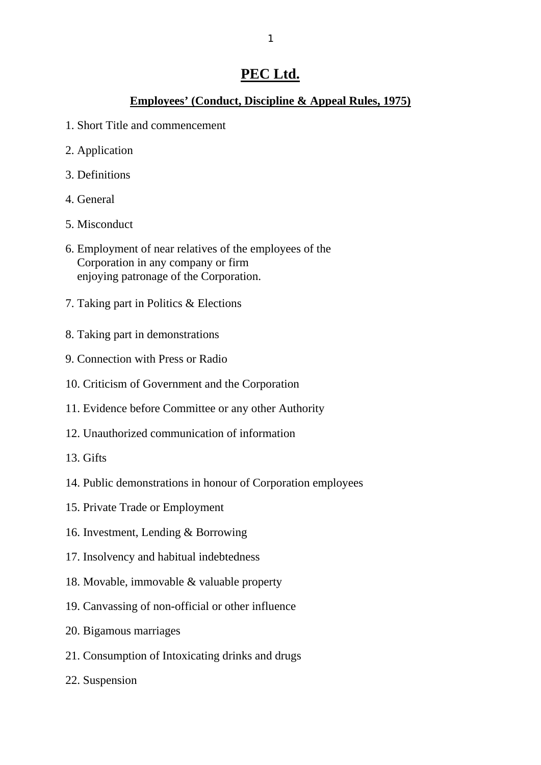# PEC Ltd.

## Employees' (Conduct, Discipline & Appeal Rules, 1975)

1. Short Title and commencement
2. Application
3. Definitions
4. General
5. Misconduct
6. Employment of near relatives of the employees of the Corporation in any company or firm enjoying patronage of the Corporation.
7. Taking part in Politics & Elections
8. Taking part in demonstrations
9. Connection with Press or Radio
10. Criticism of Government and the Corporation
11. Evidence before Committee or any other Authority
12. Unauthorized communication of information
13. Gifts
14. Public demonstrations in honour of Corporation employees
15. Private Trade or Employment
16. Investment, Lending & Borrowing
17. Insolvency and habitual indebtedness
18. Movable, immovable & valuable property
19. Canvassing of non-official or other influence
20. Bigamous marriages
21. Consumption of Intoxicating drinks and drugs
22. Suspension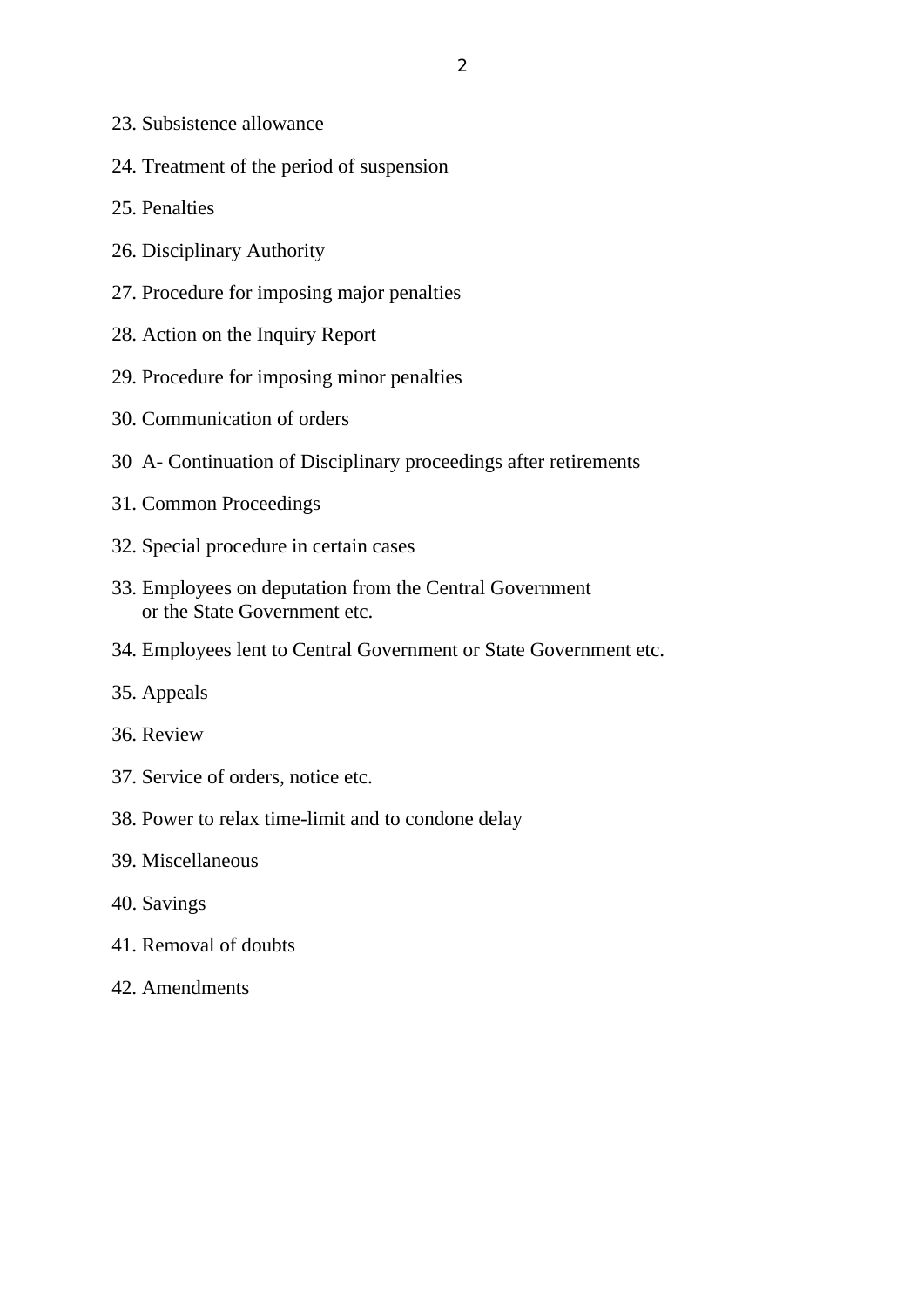23. Subsistence allowance

24. Treatment of the period of suspension

25. Penalties

26. Disciplinary Authority

27. Procedure for imposing major penalties

28. Action on the Inquiry Report

29. Procedure for imposing minor penalties

30. Communication of orders

30 A- Continuation of Disciplinary proceedings after retirements

31. Common Proceedings

32. Special procedure in certain cases

33. Employees on deputation from the Central Government or the State Government etc.

34. Employees lent to Central Government or State Government etc.

35. Appeals

36. Review

37. Service of orders, notice etc.

38. Power to relax time-limit and to condone delay

39. Miscellaneous

40. Savings

41. Removal of doubts

42. Amendments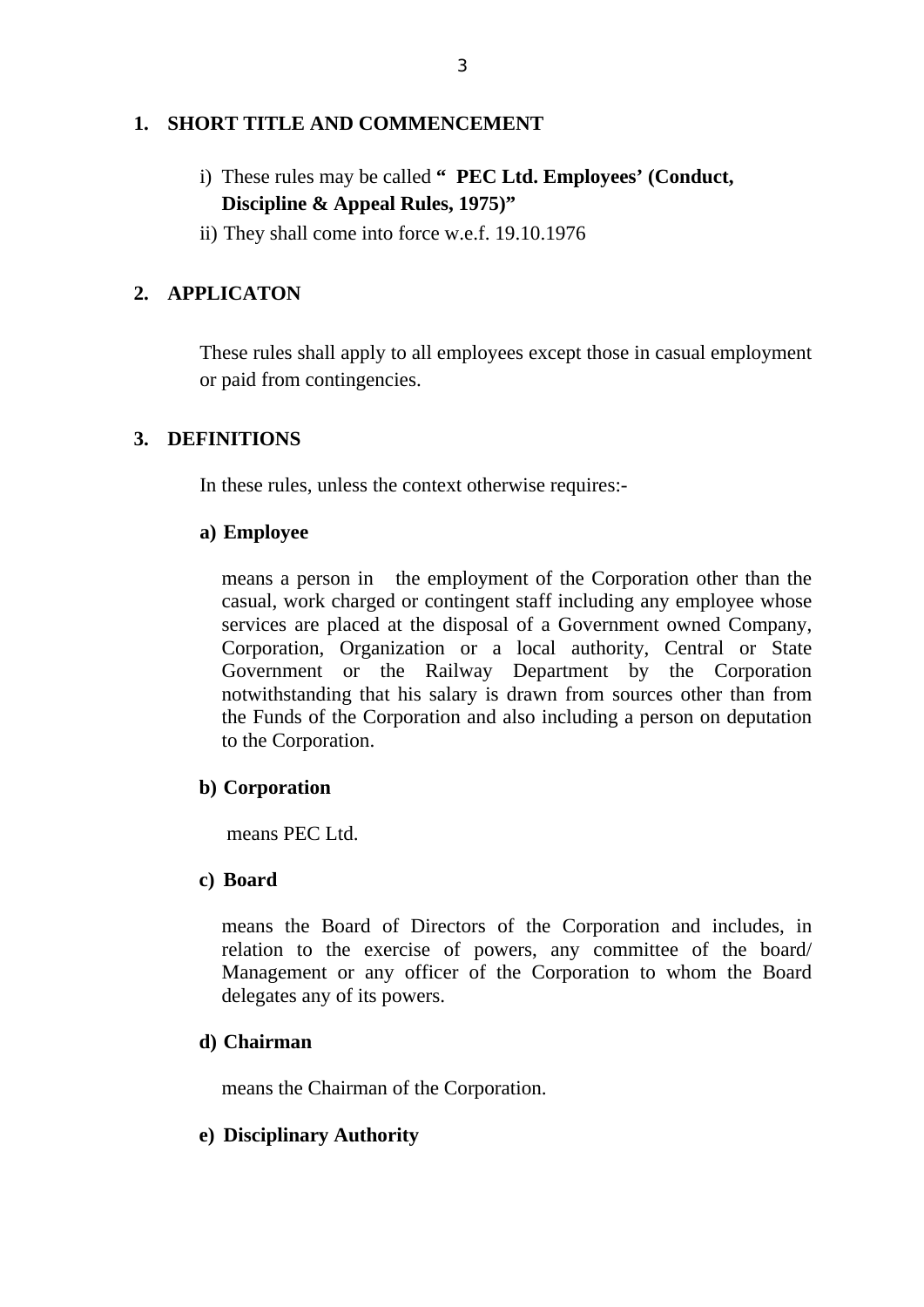## 1. SHORT TITLE AND COMMENCEMENT

i) These rules may be called **" PEC Ltd. Employees' (Conduct, Discipline & Appeal Rules, 1975)"**

ii) They shall come into force w.e.f. 19.10.1976

## 2. APPLICATON

These rules shall apply to all employees except those in casual employment or paid from contingencies.

## 3. DEFINITIONS

In these rules, unless the context otherwise requires:-

**a) Employee**

means a person in the employment of the Corporation other than the casual, work charged or contingent staff including any employee whose services are placed at the disposal of a Government owned Company, Corporation, Organization or a local authority, Central or State Government or the Railway Department by the Corporation notwithstanding that his salary is drawn from sources other than from the Funds of the Corporation and also including a person on deputation to the Corporation.

**b) Corporation**

means PEC Ltd.

**c) Board**

means the Board of Directors of the Corporation and includes, in relation to the exercise of powers, any committee of the board/ Management or any officer of the Corporation to whom the Board delegates any of its powers.

**d) Chairman**

means the Chairman of the Corporation.

**e) Disciplinary Authority**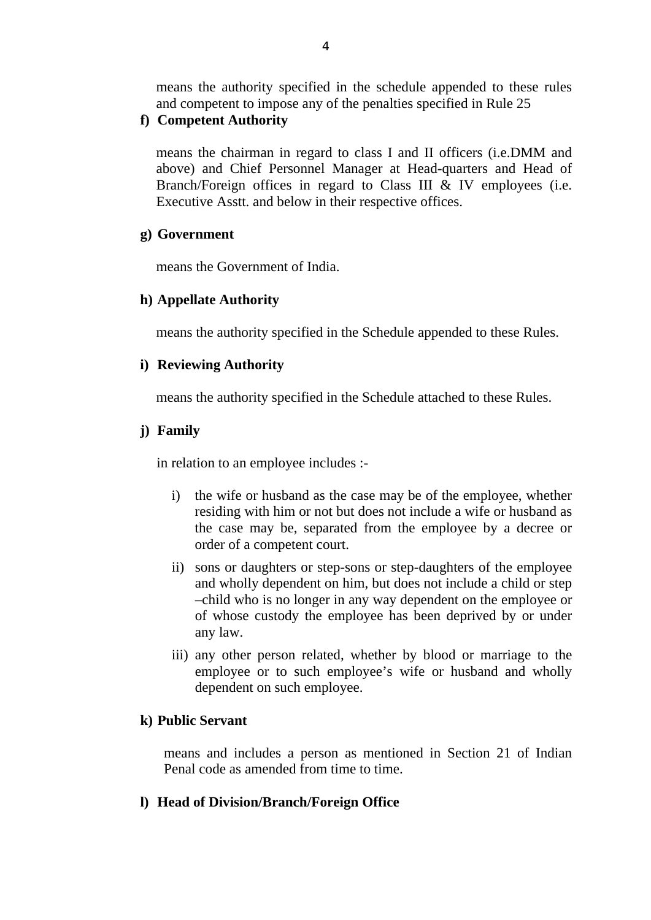means the authority specified in the schedule appended to these rules and competent to impose any of the penalties specified in Rule 25

**f) Competent Authority**

means the chairman in regard to class I and II officers (i.e.DMM and above) and Chief Personnel Manager at Head-quarters and Head of Branch/Foreign offices in regard to Class III & IV employees (i.e. Executive Asstt. and below in their respective offices.

**g) Government**

means the Government of India.

**h) Appellate Authority**

means the authority specified in the Schedule appended to these Rules.

**i) Reviewing Authority**

means the authority specified in the Schedule attached to these Rules.

**j) Family**

in relation to an employee includes :-

i) the wife or husband as the case may be of the employee, whether residing with him or not but does not include a wife or husband as the case may be, separated from the employee by a decree or order of a competent court.

ii) sons or daughters or step-sons or step-daughters of the employee and wholly dependent on him, but does not include a child or step –child who is no longer in any way dependent on the employee or of whose custody the employee has been deprived by or under any law.

iii) any other person related, whether by blood or marriage to the employee or to such employee's wife or husband and wholly dependent on such employee.

**k) Public Servant**

means and includes a person as mentioned in Section 21 of Indian Penal code as amended from time to time.

**l) Head of Division/Branch/Foreign Office**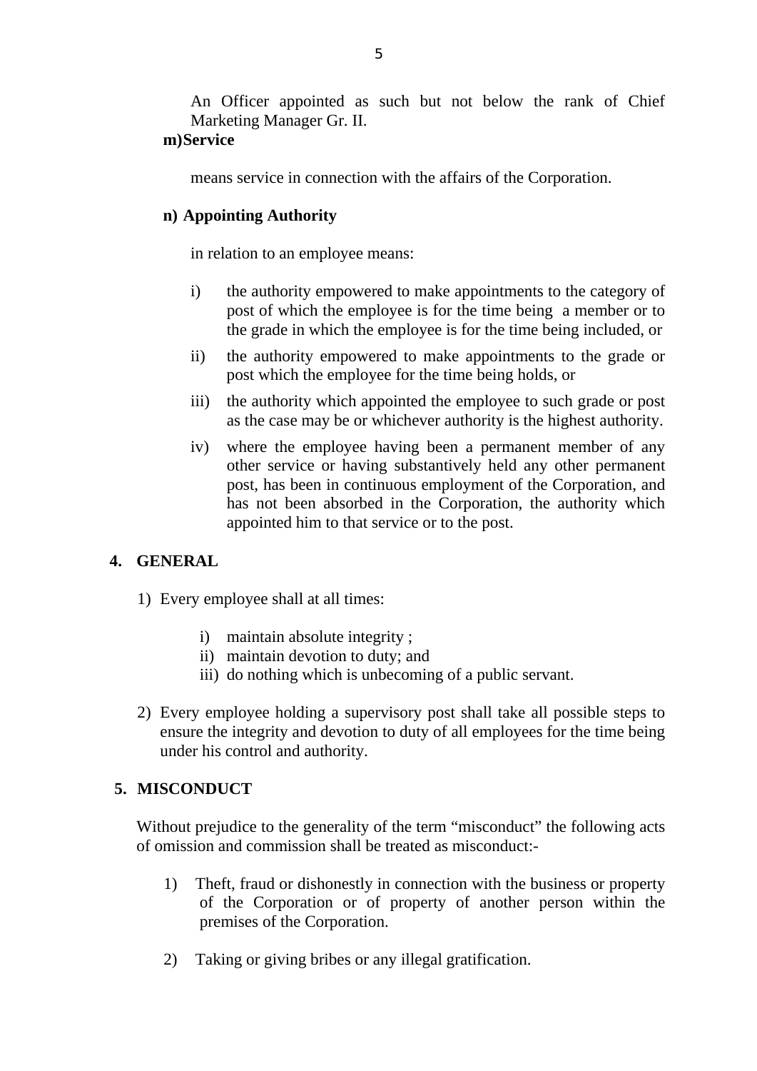An Officer appointed as such but not below the rank of Chief Marketing Manager Gr. II.

**m) Service**

means service in connection with the affairs of the Corporation.

**n) Appointing Authority**

in relation to an employee means:

i) the authority empowered to make appointments to the category of post of which the employee is for the time being a member or to the grade in which the employee is for the time being included, or

ii) the authority empowered to make appointments to the grade or post which the employee for the time being holds, or

iii) the authority which appointed the employee to such grade or post as the case may be or whichever authority is the highest authority.

iv) where the employee having been a permanent member of any other service or having substantively held any other permanent post, has been in continuous employment of the Corporation, and has not been absorbed in the Corporation, the authority which appointed him to that service or to the post.

## 4. GENERAL

1) Every employee shall at all times:

   i) maintain absolute integrity ;
   ii) maintain devotion to duty; and
   iii) do nothing which is unbecoming of a public servant.

2) Every employee holding a supervisory post shall take all possible steps to ensure the integrity and devotion to duty of all employees for the time being under his control and authority.

## 5. MISCONDUCT

Without prejudice to the generality of the term “misconduct” the following acts of omission and commission shall be treated as misconduct:-

1) Theft, fraud or dishonestly in connection with the business or property of the Corporation or of property of another person within the premises of the Corporation.

2) Taking or giving bribes or any illegal gratification.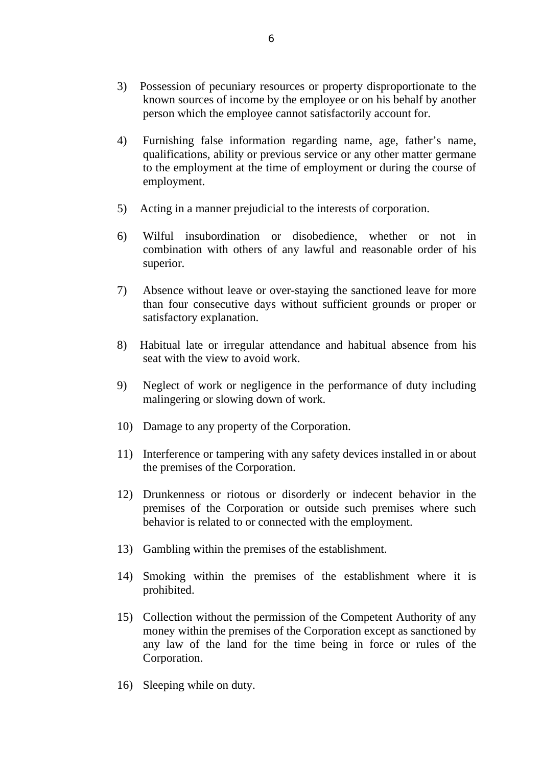3) Possession of pecuniary resources or property disproportionate to the known sources of income by the employee or on his behalf by another person which the employee cannot satisfactorily account for.

4) Furnishing false information regarding name, age, father's name, qualifications, ability or previous service or any other matter germane to the employment at the time of employment or during the course of employment.

5) Acting in a manner prejudicial to the interests of corporation.

6) Wilful insubordination or disobedience, whether or not in combination with others of any lawful and reasonable order of his superior.

7) Absence without leave or over-staying the sanctioned leave for more than four consecutive days without sufficient grounds or proper or satisfactory explanation.

8) Habitual late or irregular attendance and habitual absence from his seat with the view to avoid work.

9) Neglect of work or negligence in the performance of duty including malingering or slowing down of work.

10) Damage to any property of the Corporation.

11) Interference or tampering with any safety devices installed in or about the premises of the Corporation.

12) Drunkenness or riotous or disorderly or indecent behavior in the premises of the Corporation or outside such premises where such behavior is related to or connected with the employment.

13) Gambling within the premises of the establishment.

14) Smoking within the premises of the establishment where it is prohibited.

15) Collection without the permission of the Competent Authority of any money within the premises of the Corporation except as sanctioned by any law of the land for the time being in force or rules of the Corporation.

16) Sleeping while on duty.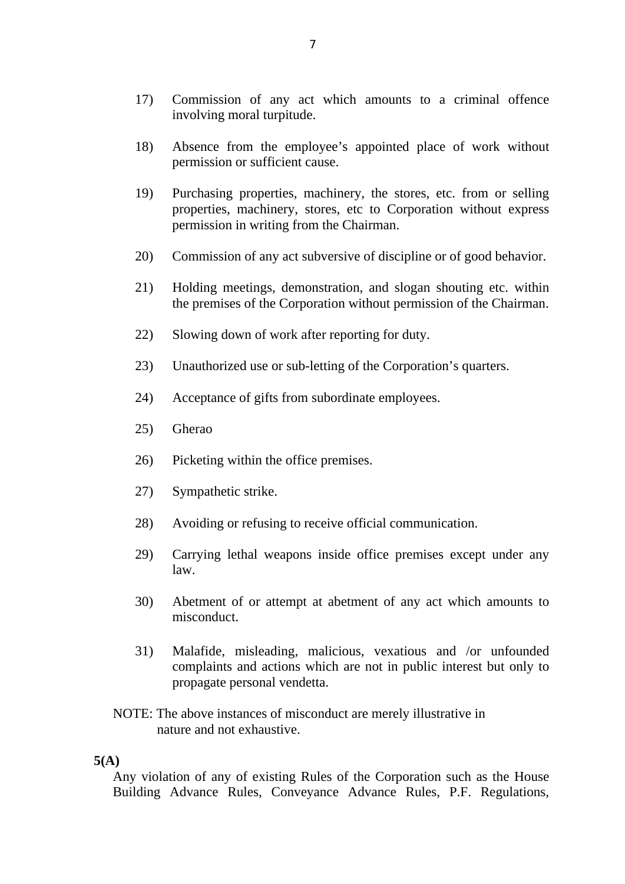17) Commission of any act which amounts to a criminal offence involving moral turpitude.

18) Absence from the employee's appointed place of work without permission or sufficient cause.

19) Purchasing properties, machinery, the stores, etc. from or selling properties, machinery, stores, etc to Corporation without express permission in writing from the Chairman.

20) Commission of any act subversive of discipline or of good behavior.

21) Holding meetings, demonstration, and slogan shouting etc. within the premises of the Corporation without permission of the Chairman.

22) Slowing down of work after reporting for duty.

23) Unauthorized use or sub-letting of the Corporation's quarters.

24) Acceptance of gifts from subordinate employees.

25) Gherao

26) Picketing within the office premises.

27) Sympathetic strike.

28) Avoiding or refusing to receive official communication.

29) Carrying lethal weapons inside office premises except under any law.

30) Abetment of or attempt at abetment of any act which amounts to misconduct.

31) Malafide, misleading, malicious, vexatious and /or unfounded complaints and actions which are not in public interest but only to propagate personal vendetta.

NOTE: The above instances of misconduct are merely illustrative in nature and not exhaustive.

**5(A)**

Any violation of any of existing Rules of the Corporation such as the House Building Advance Rules, Conveyance Advance Rules, P.F. Regulations,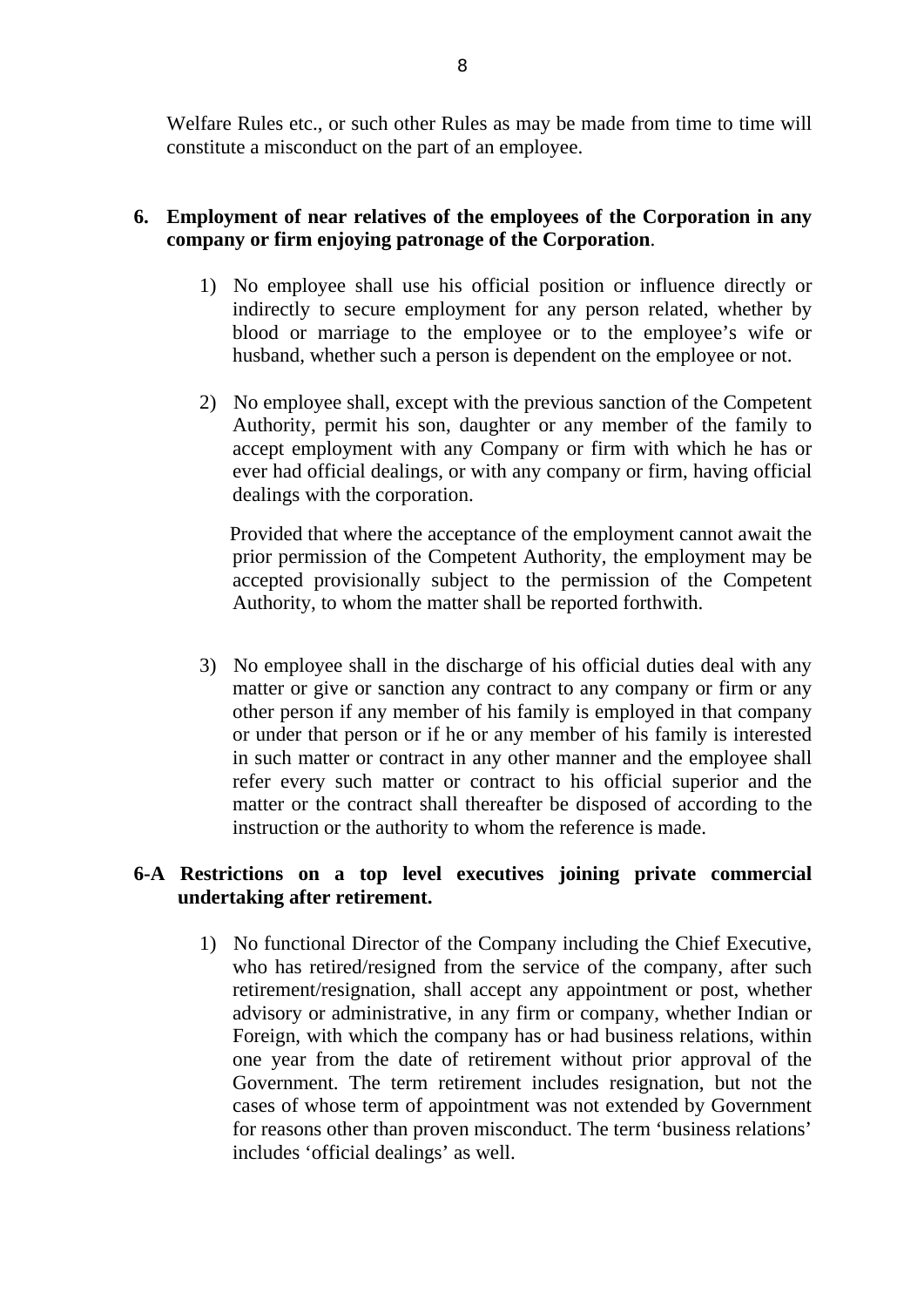Welfare Rules etc., or such other Rules as may be made from time to time will constitute a misconduct on the part of an employee.

## 6. Employment of near relatives of the employees of the Corporation in any company or firm enjoying patronage of the Corporation.

1) No employee shall use his official position or influence directly or indirectly to secure employment for any person related, whether by blood or marriage to the employee or to the employee's wife or husband, whether such a person is dependent on the employee or not.

2) No employee shall, except with the previous sanction of the Competent Authority, permit his son, daughter or any member of the family to accept employment with any Company or firm with which he has or ever had official dealings, or with any company or firm, having official dealings with the corporation.

   Provided that where the acceptance of the employment cannot await the prior permission of the Competent Authority, the employment may be accepted provisionally subject to the permission of the Competent Authority, to whom the matter shall be reported forthwith.

3) No employee shall in the discharge of his official duties deal with any matter or give or sanction any contract to any company or firm or any other person if any member of his family is employed in that company or under that person or if he or any member of his family is interested in such matter or contract in any other manner and the employee shall refer every such matter or contract to his official superior and the matter or the contract shall thereafter be disposed of according to the instruction or the authority to whom the reference is made.

## 6-A Restrictions on a top level executives joining private commercial undertaking after retirement.

1) No functional Director of the Company including the Chief Executive, who has retired/resigned from the service of the company, after such retirement/resignation, shall accept any appointment or post, whether advisory or administrative, in any firm or company, whether Indian or Foreign, with which the company has or had business relations, within one year from the date of retirement without prior approval of the Government. The term retirement includes resignation, but not the cases of whose term of appointment was not extended by Government for reasons other than proven misconduct. The term 'business relations' includes 'official dealings' as well.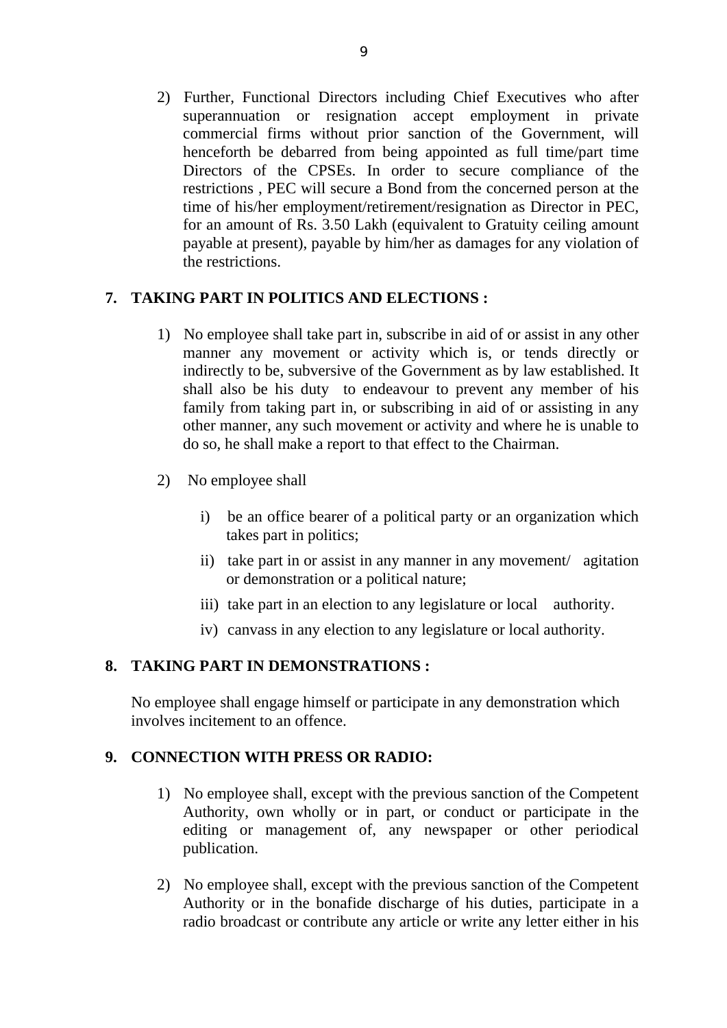2) Further, Functional Directors including Chief Executives who after superannuation or resignation accept employment in private commercial firms without prior sanction of the Government, will henceforth be debarred from being appointed as full time/part time Directors of the CPSEs. In order to secure compliance of the restrictions , PEC will secure a Bond from the concerned person at the time of his/her employment/retirement/resignation as Director in PEC, for an amount of Rs. 3.50 Lakh (equivalent to Gratuity ceiling amount payable at present), payable by him/her as damages for any violation of the restrictions.

## 7. TAKING PART IN POLITICS AND ELECTIONS :

1) No employee shall take part in, subscribe in aid of or assist in any other manner any movement or activity which is, or tends directly or indirectly to be, subversive of the Government as by law established. It shall also be his duty to endeavour to prevent any member of his family from taking part in, or subscribing in aid of or assisting in any other manner, any such movement or activity and where he is unable to do so, he shall make a report to that effect to the Chairman.

2) No employee shall

   i) be an office bearer of a political party or an organization which takes part in politics;

   ii) take part in or assist in any manner in any movement/ agitation or demonstration or a political nature;

   iii) take part in an election to any legislature or local authority.

   iv) canvass in any election to any legislature or local authority.

## 8. TAKING PART IN DEMONSTRATIONS :

No employee shall engage himself or participate in any demonstration which involves incitement to an offence.

## 9. CONNECTION WITH PRESS OR RADIO:

1) No employee shall, except with the previous sanction of the Competent Authority, own wholly or in part, or conduct or participate in the editing or management of, any newspaper or other periodical publication.

2) No employee shall, except with the previous sanction of the Competent Authority or in the bonafide discharge of his duties, participate in a radio broadcast or contribute any article or write any letter either in his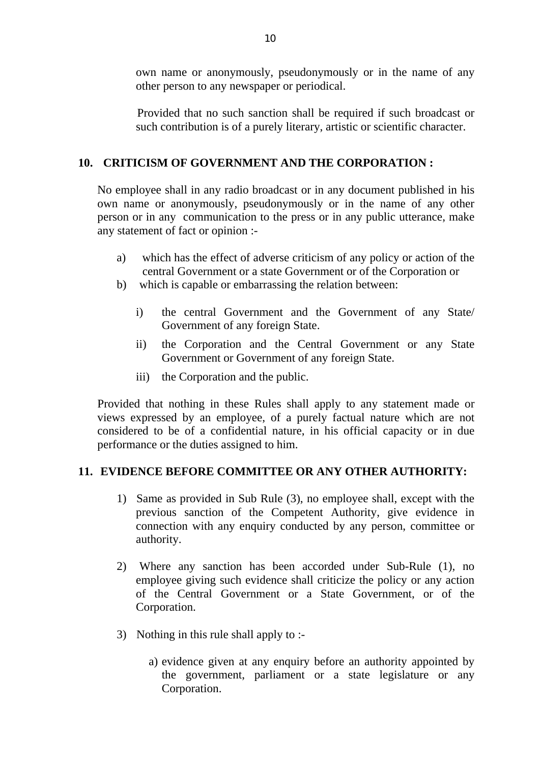own name or anonymously, pseudonymously or in the name of any other person to any newspaper or periodical.

Provided that no such sanction shall be required if such broadcast or such contribution is of a purely literary, artistic or scientific character.

## 10. CRITICISM OF GOVERNMENT AND THE CORPORATION :

No employee shall in any radio broadcast or in any document published in his own name or anonymously, pseudonymously or in the name of any other person or in any communication to the press or in any public utterance, make any statement of fact or opinion :-

a) which has the effect of adverse criticism of any policy or action of the central Government or a state Government or of the Corporation or

b) which is capable or embarrassing the relation between:

   i) the central Government and the Government of any State/ Government of any foreign State.

   ii) the Corporation and the Central Government or any State Government or Government of any foreign State.

   iii) the Corporation and the public.

Provided that nothing in these Rules shall apply to any statement made or views expressed by an employee, of a purely factual nature which are not considered to be of a confidential nature, in his official capacity or in due performance or the duties assigned to him.

## 11. EVIDENCE BEFORE COMMITTEE OR ANY OTHER AUTHORITY:

1) Same as provided in Sub Rule (3), no employee shall, except with the previous sanction of the Competent Authority, give evidence in connection with any enquiry conducted by any person, committee or authority.

2) Where any sanction has been accorded under Sub-Rule (1), no employee giving such evidence shall criticize the policy or any action of the Central Government or a State Government, or of the Corporation.

3) Nothing in this rule shall apply to :-

   a) evidence given at any enquiry before an authority appointed by the government, parliament or a state legislature or any Corporation.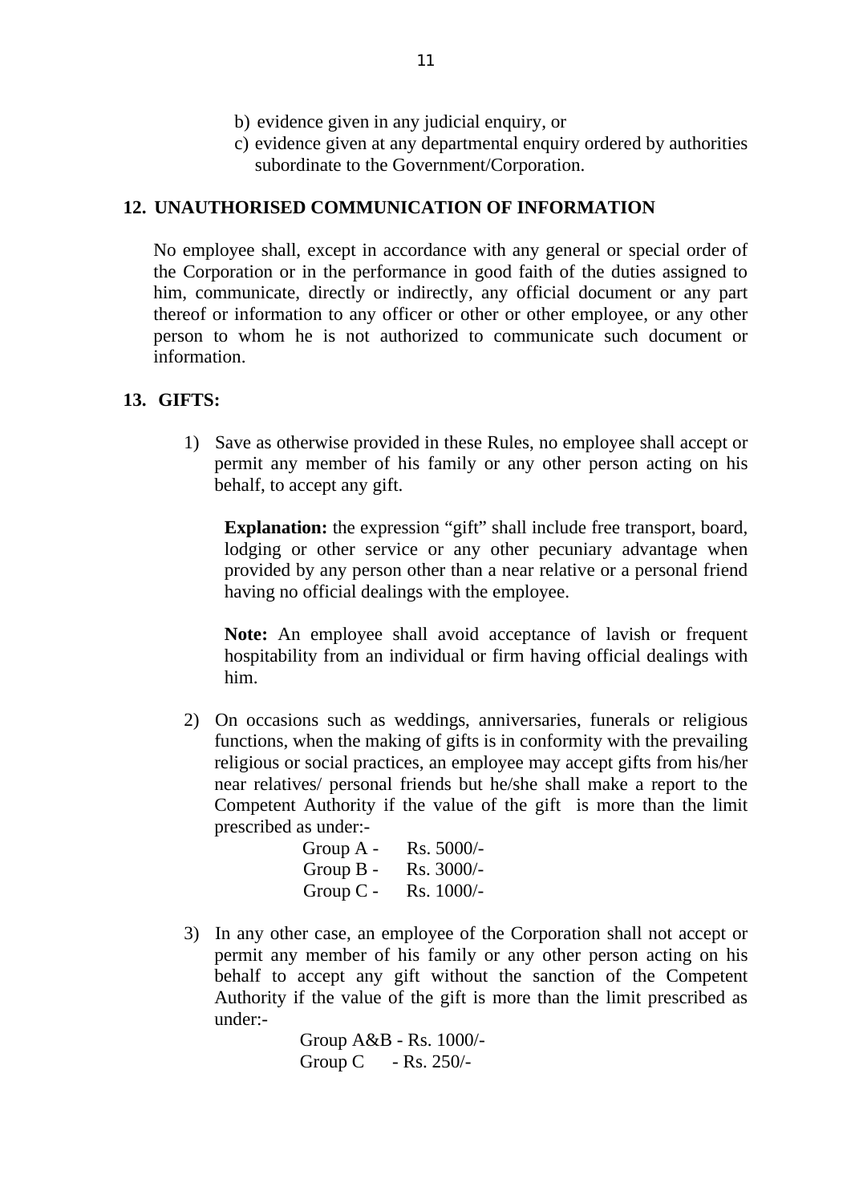b) evidence given in any judicial enquiry, or
c) evidence given at any departmental enquiry ordered by authorities subordinate to the Government/Corporation.

## 12. UNAUTHORISED COMMUNICATION OF INFORMATION

No employee shall, except in accordance with any general or special order of the Corporation or in the performance in good faith of the duties assigned to him, communicate, directly or indirectly, any official document or any part thereof or information to any officer or other or other employee, or any other person to whom he is not authorized to communicate such document or information.

## 13. GIFTS:

1) Save as otherwise provided in these Rules, no employee shall accept or permit any member of his family or any other person acting on his behalf, to accept any gift.

   **Explanation:** the expression "gift" shall include free transport, board, lodging or other service or any other pecuniary advantage when provided by any person other than a near relative or a personal friend having no official dealings with the employee.

   **Note:** An employee shall avoid acceptance of lavish or frequent hospitability from an individual or firm having official dealings with him.

2) On occasions such as weddings, anniversaries, funerals or religious functions, when the making of gifts is in conformity with the prevailing religious or social practices, an employee may accept gifts from his/her near relatives/ personal friends but he/she shall make a report to the Competent Authority if the value of the gift is more than the limit prescribed as under:-

   Group A - Rs. 5000/-
   Group B - Rs. 3000/-
   Group C - Rs. 1000/-

3) In any other case, an employee of the Corporation shall not accept or permit any member of his family or any other person acting on his behalf to accept any gift without the sanction of the Competent Authority if the value of the gift is more than the limit prescribed as under:-

   Group A&B - Rs. 1000/-
   Group C - Rs. 250/-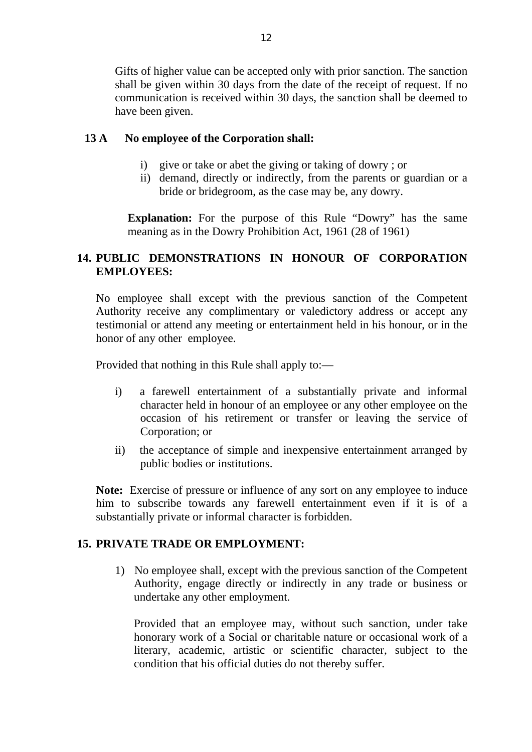Gifts of higher value can be accepted only with prior sanction. The sanction shall be given within 30 days from the date of the receipt of request. If no communication is received within 30 days, the sanction shall be deemed to have been given.

**13 A No employee of the Corporation shall:**

i) give or take or abet the giving or taking of dowry ; or
ii) demand, directly or indirectly, from the parents or guardian or a bride or bridegroom, as the case may be, any dowry.

**Explanation:** For the purpose of this Rule "Dowry" has the same meaning as in the Dowry Prohibition Act, 1961 (28 of 1961)

## 14. PUBLIC DEMONSTRATIONS IN HONOUR OF CORPORATION EMPLOYEES:

No employee shall except with the previous sanction of the Competent Authority receive any complimentary or valedictory address or accept any testimonial or attend any meeting or entertainment held in his honour, or in the honor of any other employee.

Provided that nothing in this Rule shall apply to:—

i) a farewell entertainment of a substantially private and informal character held in honour of an employee or any other employee on the occasion of his retirement or transfer or leaving the service of Corporation; or

ii) the acceptance of simple and inexpensive entertainment arranged by public bodies or institutions.

**Note:** Exercise of pressure or influence of any sort on any employee to induce him to subscribe towards any farewell entertainment even if it is of a substantially private or informal character is forbidden.

## 15. PRIVATE TRADE OR EMPLOYMENT:

1) No employee shall, except with the previous sanction of the Competent Authority, engage directly or indirectly in any trade or business or undertake any other employment.

Provided that an employee may, without such sanction, under take honorary work of a Social or charitable nature or occasional work of a literary, academic, artistic or scientific character, subject to the condition that his official duties do not thereby suffer.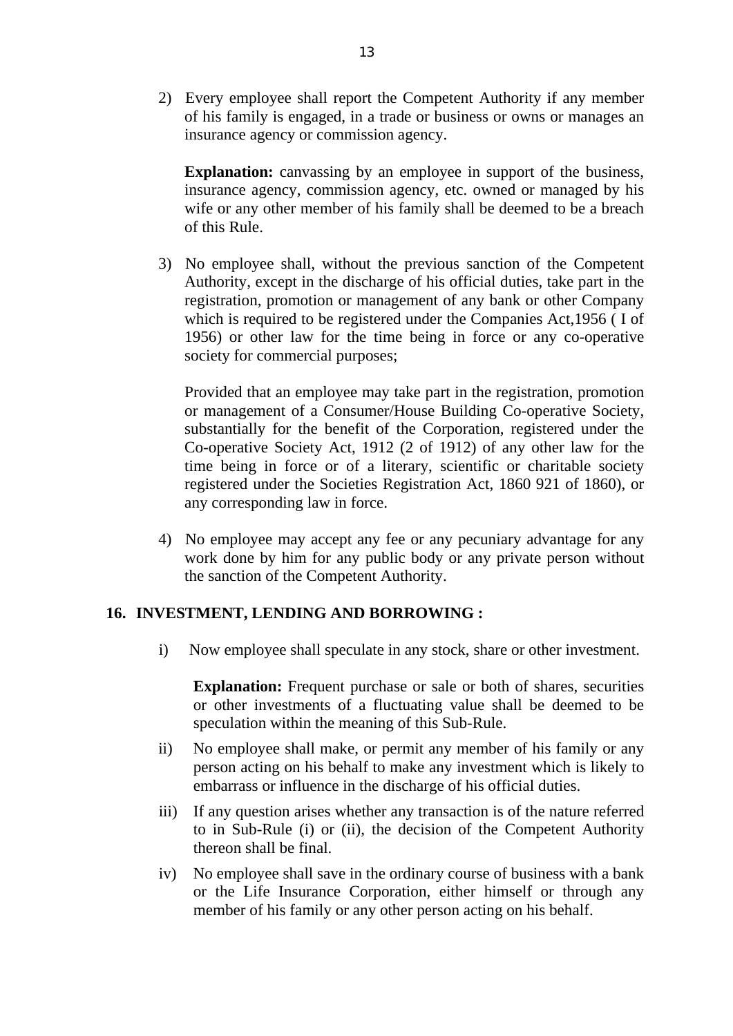2) Every employee shall report the Competent Authority if any member of his family is engaged, in a trade or business or owns or manages an insurance agency or commission agency.

   **Explanation:** canvassing by an employee in support of the business, insurance agency, commission agency, etc. owned or managed by his wife or any other member of his family shall be deemed to be a breach of this Rule.

3) No employee shall, without the previous sanction of the Competent Authority, except in the discharge of his official duties, take part in the registration, promotion or management of any bank or other Company which is required to be registered under the Companies Act,1956 ( I of 1956) or other law for the time being in force or any co-operative society for commercial purposes;

   Provided that an employee may take part in the registration, promotion or management of a Consumer/House Building Co-operative Society, substantially for the benefit of the Corporation, registered under the Co-operative Society Act, 1912 (2 of 1912) of any other law for the time being in force or of a literary, scientific or charitable society registered under the Societies Registration Act, 1860 921 of 1860), or any corresponding law in force.

4) No employee may accept any fee or any pecuniary advantage for any work done by him for any public body or any private person without the sanction of the Competent Authority.

## 16. INVESTMENT, LENDING AND BORROWING :

i) Now employee shall speculate in any stock, share or other investment.

   **Explanation:** Frequent purchase or sale or both of shares, securities or other investments of a fluctuating value shall be deemed to be speculation within the meaning of this Sub-Rule.

ii) No employee shall make, or permit any member of his family or any person acting on his behalf to make any investment which is likely to embarrass or influence in the discharge of his official duties.

iii) If any question arises whether any transaction is of the nature referred to in Sub-Rule (i) or (ii), the decision of the Competent Authority thereon shall be final.

iv) No employee shall save in the ordinary course of business with a bank or the Life Insurance Corporation, either himself or through any member of his family or any other person acting on his behalf.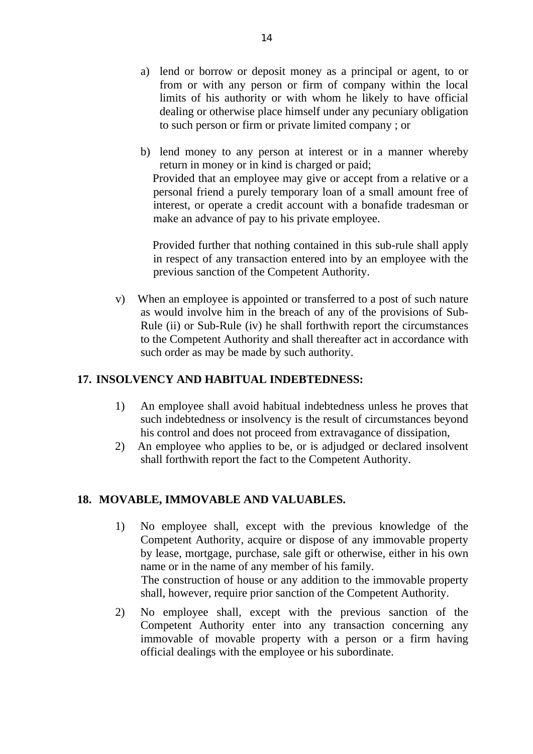a) lend or borrow or deposit money as a principal or agent, to or from or with any person or firm of company within the local limits of his authority or with whom he likely to have official dealing or otherwise place himself under any pecuniary obligation to such person or firm or private limited company ; or

b) lend money to any person at interest or in a manner whereby return in money or in kind is charged or paid;

Provided that an employee may give or accept from a relative or a personal friend a purely temporary loan of a small amount free of interest, or operate a credit account with a bonafide tradesman or make an advance of pay to his private employee.

Provided further that nothing contained in this sub-rule shall apply in respect of any transaction entered into by an employee with the previous sanction of the Competent Authority.

v) When an employee is appointed or transferred to a post of such nature as would involve him in the breach of any of the provisions of Sub-Rule (ii) or Sub-Rule (iv) he shall forthwith report the circumstances to the Competent Authority and shall thereafter act in accordance with such order as may be made by such authority.

## 17. INSOLVENCY AND HABITUAL INDEBTEDNESS:

1) An employee shall avoid habitual indebtedness unless he proves that such indebtedness or insolvency is the result of circumstances beyond his control and does not proceed from extravagance of dissipation,
2) An employee who applies to be, or is adjudged or declared insolvent shall forthwith report the fact to the Competent Authority.

## 18. MOVABLE, IMMOVABLE AND VALUABLES.

1) No employee shall, except with the previous knowledge of the Competent Authority, acquire or dispose of any immovable property by lease, mortgage, purchase, sale gift or otherwise, either in his own name or in the name of any member of his family.

   The construction of house or any addition to the immovable property shall, however, require prior sanction of the Competent Authority.

2) No employee shall, except with the previous sanction of the Competent Authority enter into any transaction concerning any immovable of movable property with a person or a firm having official dealings with the employee or his subordinate.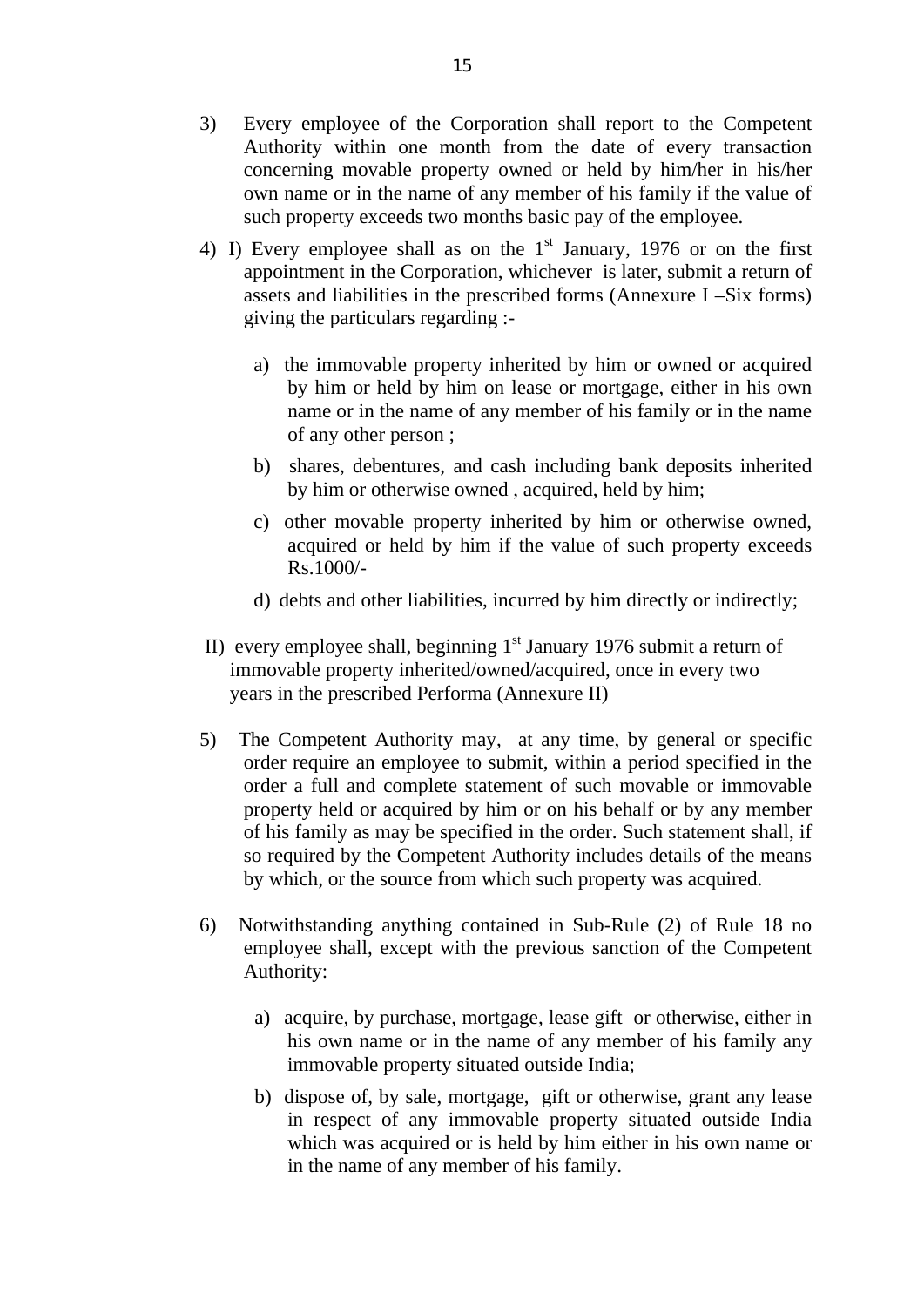3) Every employee of the Corporation shall report to the Competent Authority within one month from the date of every transaction concerning movable property owned or held by him/her in his/her own name or in the name of any member of his family if the value of such property exceeds two months basic pay of the employee.

4) I) Every employee shall as on the 1st January, 1976 or on the first appointment in the Corporation, whichever is later, submit a return of assets and liabilities in the prescribed forms (Annexure I –Six forms) giving the particulars regarding :-

   a) the immovable property inherited by him or owned or acquired by him or held by him on lease or mortgage, either in his own name or in the name of any member of his family or in the name of any other person ;

   b) shares, debentures, and cash including bank deposits inherited by him or otherwise owned , acquired, held by him;

   c) other movable property inherited by him or otherwise owned, acquired or held by him if the value of such property exceeds Rs.1000/-

   d) debts and other liabilities, incurred by him directly or indirectly;

   II) every employee shall, beginning 1st January 1976 submit a return of immovable property inherited/owned/acquired, once in every two years in the prescribed Performa (Annexure II)

5) The Competent Authority may, at any time, by general or specific order require an employee to submit, within a period specified in the order a full and complete statement of such movable or immovable property held or acquired by him or on his behalf or by any member of his family as may be specified in the order. Such statement shall, if so required by the Competent Authority includes details of the means by which, or the source from which such property was acquired.

6) Notwithstanding anything contained in Sub-Rule (2) of Rule 18 no employee shall, except with the previous sanction of the Competent Authority:

   a) acquire, by purchase, mortgage, lease gift or otherwise, either in his own name or in the name of any member of his family any immovable property situated outside India;

   b) dispose of, by sale, mortgage, gift or otherwise, grant any lease in respect of any immovable property situated outside India which was acquired or is held by him either in his own name or in the name of any member of his family.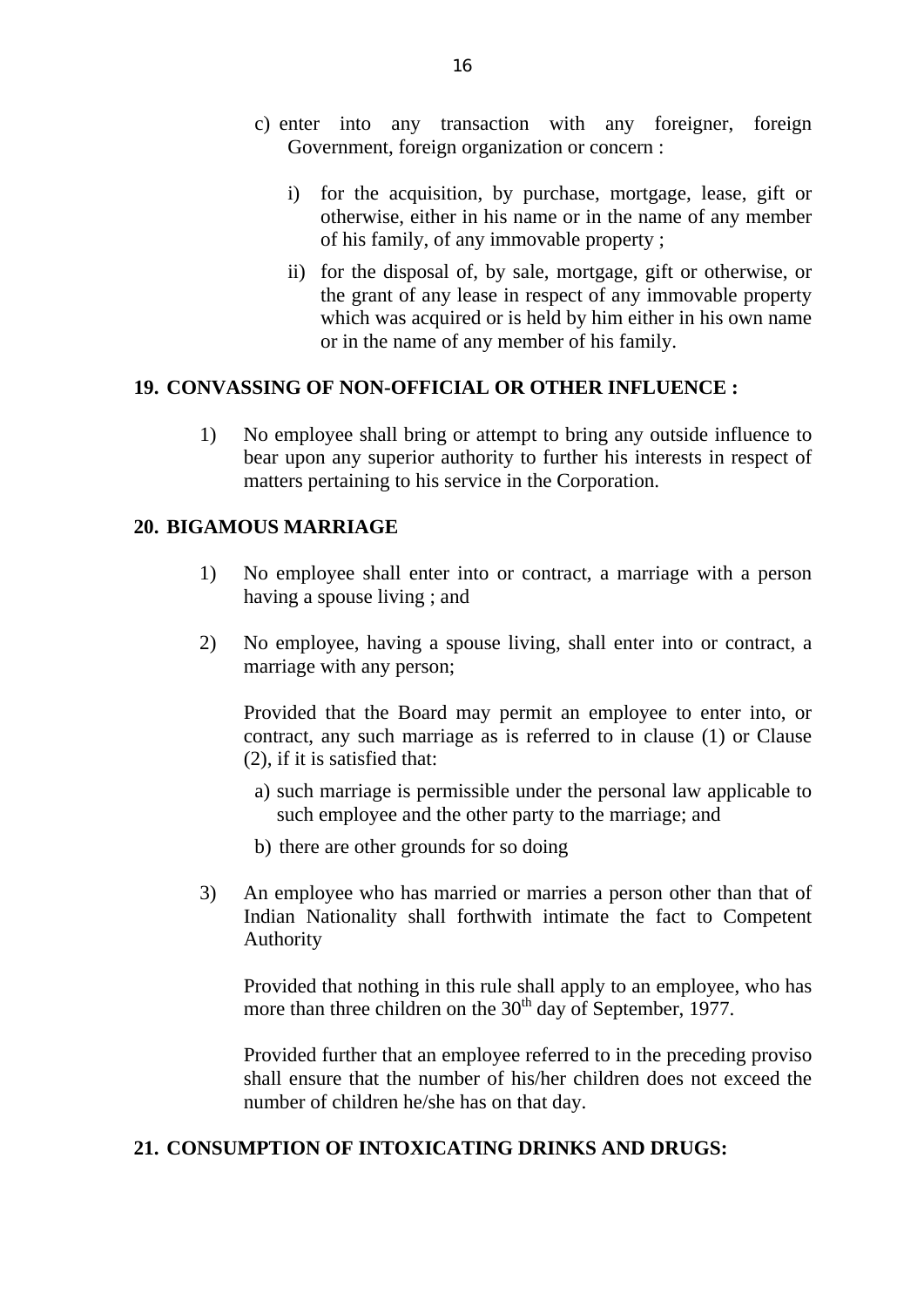c) enter into any transaction with any foreigner, foreign Government, foreign organization or concern :

   i) for the acquisition, by purchase, mortgage, lease, gift or otherwise, either in his name or in the name of any member of his family, of any immovable property ;

   ii) for the disposal of, by sale, mortgage, gift or otherwise, or the grant of any lease in respect of any immovable property which was acquired or is held by him either in his own name or in the name of any member of his family.

## 19. CONVASSING OF NON-OFFICIAL OR OTHER INFLUENCE :

1) No employee shall bring or attempt to bring any outside influence to bear upon any superior authority to further his interests in respect of matters pertaining to his service in the Corporation.

## 20. BIGAMOUS MARRIAGE

1) No employee shall enter into or contract, a marriage with a person having a spouse living ; and

2) No employee, having a spouse living, shall enter into or contract, a marriage with any person;

   Provided that the Board may permit an employee to enter into, or contract, any such marriage as is referred to in clause (1) or Clause (2), if it is satisfied that:

   a) such marriage is permissible under the personal law applicable to such employee and the other party to the marriage; and

   b) there are other grounds for so doing

3) An employee who has married or marries a person other than that of Indian Nationality shall forthwith intimate the fact to Competent Authority

   Provided that nothing in this rule shall apply to an employee, who has more than three children on the 30th day of September, 1977.

   Provided further that an employee referred to in the preceding proviso shall ensure that the number of his/her children does not exceed the number of children he/she has on that day.

## 21. CONSUMPTION OF INTOXICATING DRINKS AND DRUGS: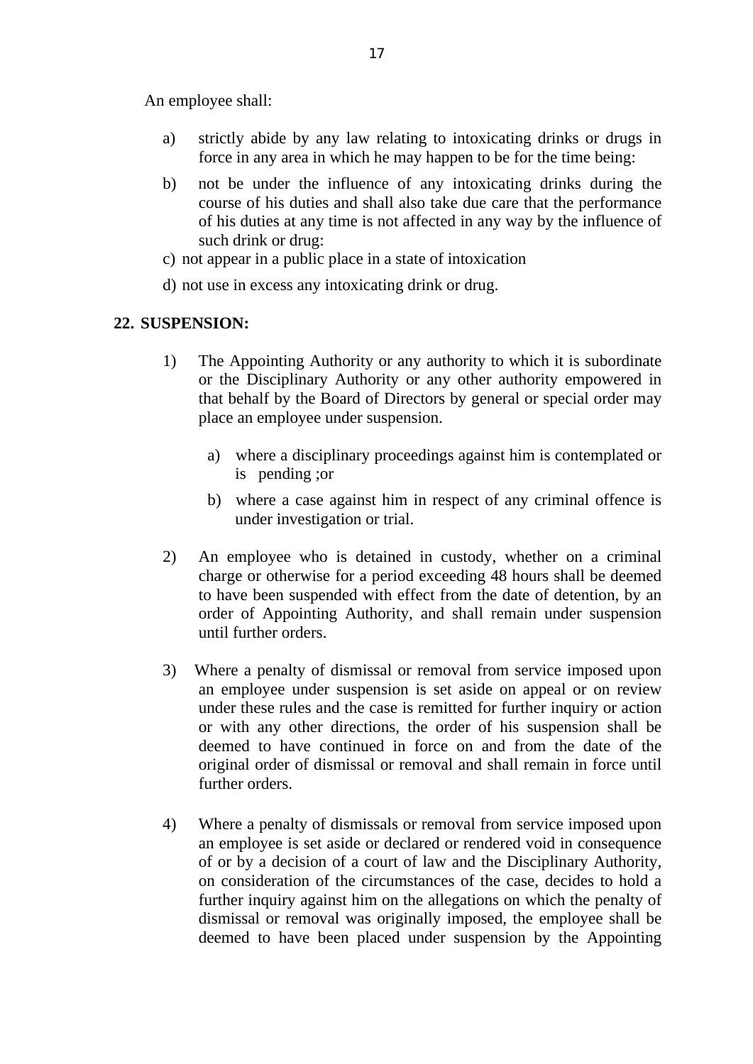An employee shall:

a) strictly abide by any law relating to intoxicating drinks or drugs in force in any area in which he may happen to be for the time being:

b) not be under the influence of any intoxicating drinks during the course of his duties and shall also take due care that the performance of his duties at any time is not affected in any way by the influence of such drink or drug:

c) not appear in a public place in a state of intoxication

d) not use in excess any intoxicating drink or drug.

## 22. SUSPENSION:

1) The Appointing Authority or any authority to which it is subordinate or the Disciplinary Authority or any other authority empowered in that behalf by the Board of Directors by general or special order may place an employee under suspension.

   a) where a disciplinary proceedings against him is contemplated or is pending ;or

   b) where a case against him in respect of any criminal offence is under investigation or trial.

2) An employee who is detained in custody, whether on a criminal charge or otherwise for a period exceeding 48 hours shall be deemed to have been suspended with effect from the date of detention, by an order of Appointing Authority, and shall remain under suspension until further orders.

3) Where a penalty of dismissal or removal from service imposed upon an employee under suspension is set aside on appeal or on review under these rules and the case is remitted for further inquiry or action or with any other directions, the order of his suspension shall be deemed to have continued in force on and from the date of the original order of dismissal or removal and shall remain in force until further orders.

4) Where a penalty of dismissals or removal from service imposed upon an employee is set aside or declared or rendered void in consequence of or by a decision of a court of law and the Disciplinary Authority, on consideration of the circumstances of the case, decides to hold a further inquiry against him on the allegations on which the penalty of dismissal or removal was originally imposed, the employee shall be deemed to have been placed under suspension by the Appointing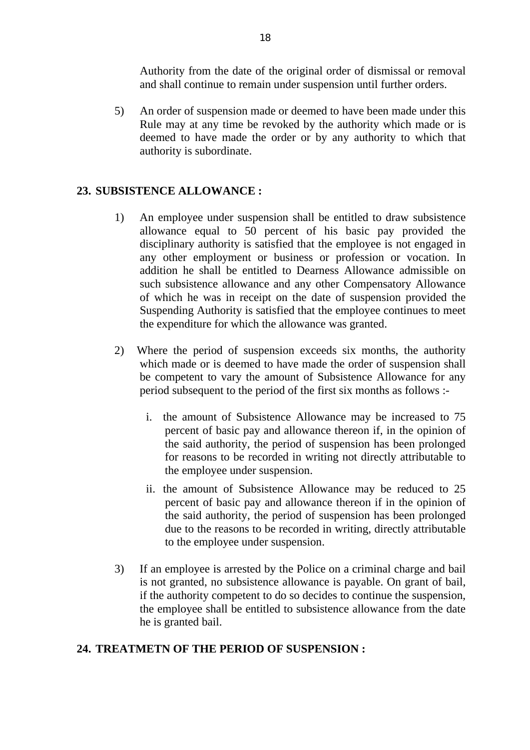Authority from the date of the original order of dismissal or removal and shall continue to remain under suspension until further orders.

5) An order of suspension made or deemed to have been made under this Rule may at any time be revoked by the authority which made or is deemed to have made the order or by any authority to which that authority is subordinate.

## 23. SUBSISTENCE ALLOWANCE :

1) An employee under suspension shall be entitled to draw subsistence allowance equal to 50 percent of his basic pay provided the disciplinary authority is satisfied that the employee is not engaged in any other employment or business or profession or vocation. In addition he shall be entitled to Dearness Allowance admissible on such subsistence allowance and any other Compensatory Allowance of which he was in receipt on the date of suspension provided the Suspending Authority is satisfied that the employee continues to meet the expenditure for which the allowance was granted.

2) Where the period of suspension exceeds six months, the authority which made or is deemed to have made the order of suspension shall be competent to vary the amount of Subsistence Allowance for any period subsequent to the period of the first six months as follows :-

   i. the amount of Subsistence Allowance may be increased to 75 percent of basic pay and allowance thereon if, in the opinion of the said authority, the period of suspension has been prolonged for reasons to be recorded in writing not directly attributable to the employee under suspension.

   ii. the amount of Subsistence Allowance may be reduced to 25 percent of basic pay and allowance thereon if in the opinion of the said authority, the period of suspension has been prolonged due to the reasons to be recorded in writing, directly attributable to the employee under suspension.

3) If an employee is arrested by the Police on a criminal charge and bail is not granted, no subsistence allowance is payable. On grant of bail, if the authority competent to do so decides to continue the suspension, the employee shall be entitled to subsistence allowance from the date he is granted bail.

## 24. TREATMETN OF THE PERIOD OF SUSPENSION :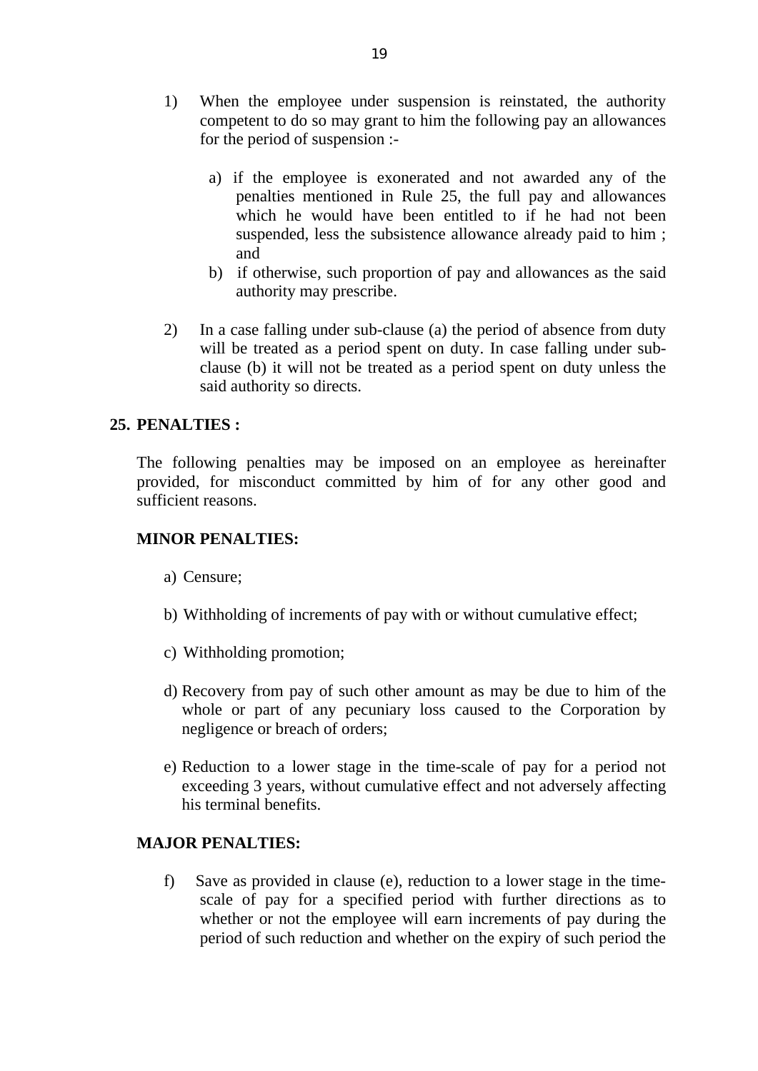1) When the employee under suspension is reinstated, the authority competent to do so may grant to him the following pay an allowances for the period of suspension :-

   a) if the employee is exonerated and not awarded any of the penalties mentioned in Rule 25, the full pay and allowances which he would have been entitled to if he had not been suspended, less the subsistence allowance already paid to him ; and
   
   b) if otherwise, such proportion of pay and allowances as the said authority may prescribe.

2) In a case falling under sub-clause (a) the period of absence from duty will be treated as a period spent on duty. In case falling under sub-clause (b) it will not be treated as a period spent on duty unless the said authority so directs.

## 25. PENALTIES :

The following penalties may be imposed on an employee as hereinafter provided, for misconduct committed by him of for any other good and sufficient reasons.

**MINOR PENALTIES:**

a) Censure;

b) Withholding of increments of pay with or without cumulative effect;

c) Withholding promotion;

d) Recovery from pay of such other amount as may be due to him of the whole or part of any pecuniary loss caused to the Corporation by negligence or breach of orders;

e) Reduction to a lower stage in the time-scale of pay for a period not exceeding 3 years, without cumulative effect and not adversely affecting his terminal benefits.

**MAJOR PENALTIES:**

f) Save as provided in clause (e), reduction to a lower stage in the time-scale of pay for a specified period with further directions as to whether or not the employee will earn increments of pay during the period of such reduction and whether on the expiry of such period the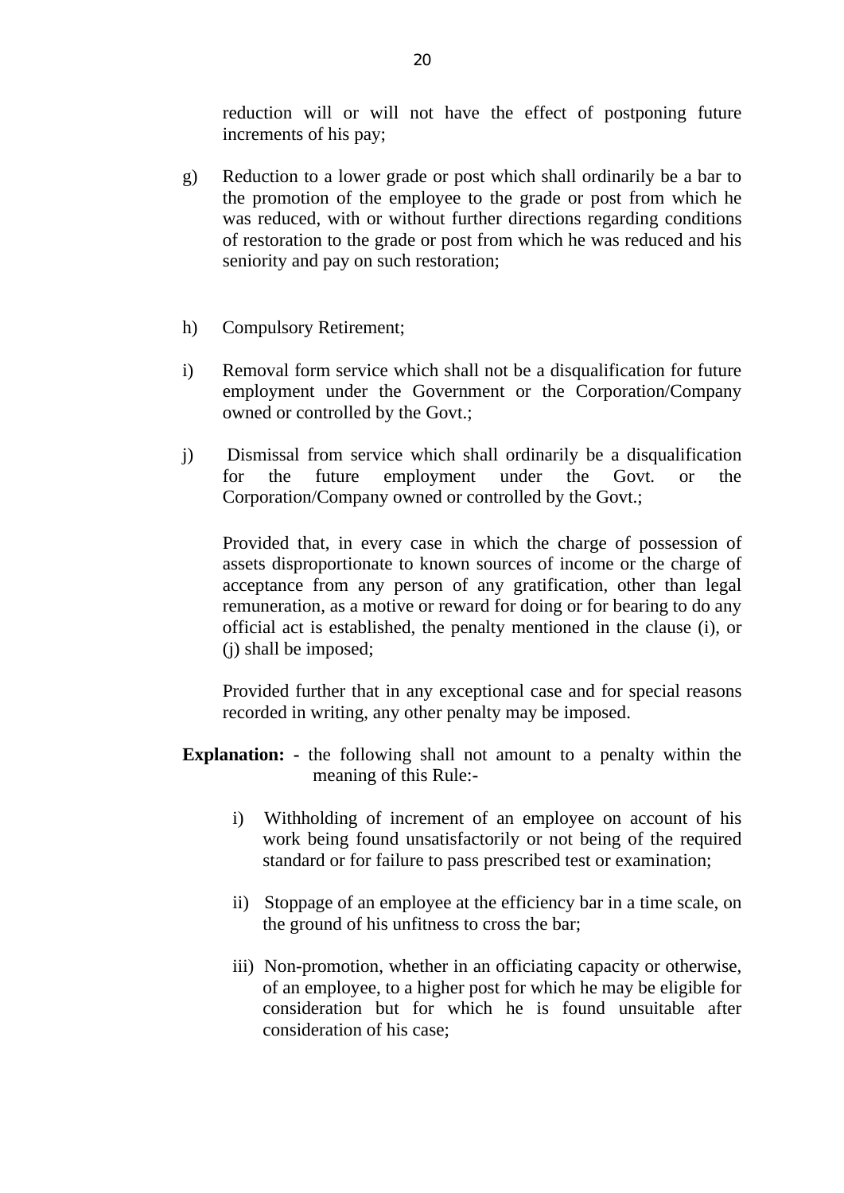reduction will or will not have the effect of postponing future increments of his pay;

g) Reduction to a lower grade or post which shall ordinarily be a bar to the promotion of the employee to the grade or post from which he was reduced, with or without further directions regarding conditions of restoration to the grade or post from which he was reduced and his seniority and pay on such restoration;

h) Compulsory Retirement;

i) Removal form service which shall not be a disqualification for future employment under the Government or the Corporation/Company owned or controlled by the Govt.;

j) Dismissal from service which shall ordinarily be a disqualification for the future employment under the Govt. or the Corporation/Company owned or controlled by the Govt.;

Provided that, in every case in which the charge of possession of assets disproportionate to known sources of income or the charge of acceptance from any person of any gratification, other than legal remuneration, as a motive or reward for doing or for bearing to do any official act is established, the penalty mentioned in the clause (i), or (j) shall be imposed;

Provided further that in any exceptional case and for special reasons recorded in writing, any other penalty may be imposed.

**Explanation: -** the following shall not amount to a penalty within the meaning of this Rule:-

i) Withholding of increment of an employee on account of his work being found unsatisfactorily or not being of the required standard or for failure to pass prescribed test or examination;

ii) Stoppage of an employee at the efficiency bar in a time scale, on the ground of his unfitness to cross the bar;

iii) Non-promotion, whether in an officiating capacity or otherwise, of an employee, to a higher post for which he may be eligible for consideration but for which he is found unsuitable after consideration of his case;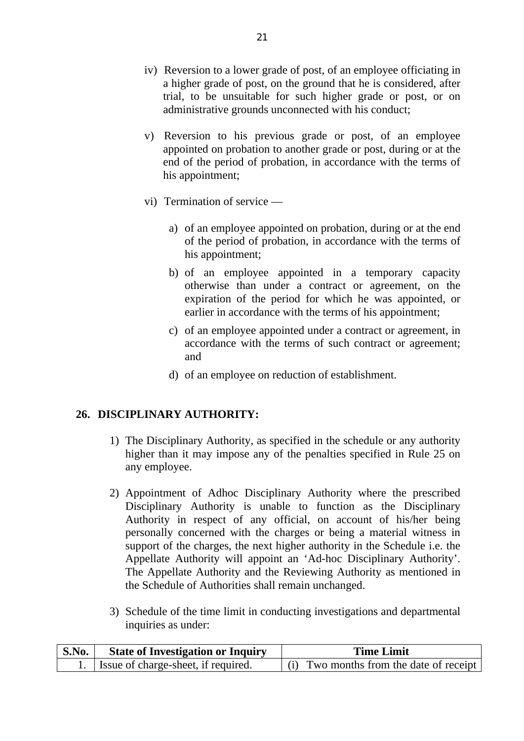iv) Reversion to a lower grade of post, of an employee officiating in a higher grade of post, on the ground that he is considered, after trial, to be unsuitable for such higher grade or post, or on administrative grounds unconnected with his conduct;

v) Reversion to his previous grade or post, of an employee appointed on probation to another grade or post, during or at the end of the period of probation, in accordance with the terms of his appointment;

vi) Termination of service —

   a) of an employee appointed on probation, during or at the end of the period of probation, in accordance with the terms of his appointment;

   b) of an employee appointed in a temporary capacity otherwise than under a contract or agreement, on the expiration of the period for which he was appointed, or earlier in accordance with the terms of his appointment;

   c) of an employee appointed under a contract or agreement, in accordance with the terms of such contract or agreement; and

   d) of an employee on reduction of establishment.

## 26. DISCIPLINARY AUTHORITY:

1) The Disciplinary Authority, as specified in the schedule or any authority higher than it may impose any of the penalties specified in Rule 25 on any employee.

2) Appointment of Adhoc Disciplinary Authority where the prescribed Disciplinary Authority is unable to function as the Disciplinary Authority in respect of any official, on account of his/her being personally concerned with the charges or being a material witness in support of the charges, the next higher authority in the Schedule i.e. the Appellate Authority will appoint an 'Ad-hoc Disciplinary Authority'. The Appellate Authority and the Reviewing Authority as mentioned in the Schedule of Authorities shall remain unchanged.

3) Schedule of the time limit in conducting investigations and departmental inquiries as under:

| S.No. | State of Investigation or Inquiry | Time Limit |
|---|---|---|
| 1. | Issue of charge-sheet, if required. | (i) Two months from the date of receipt |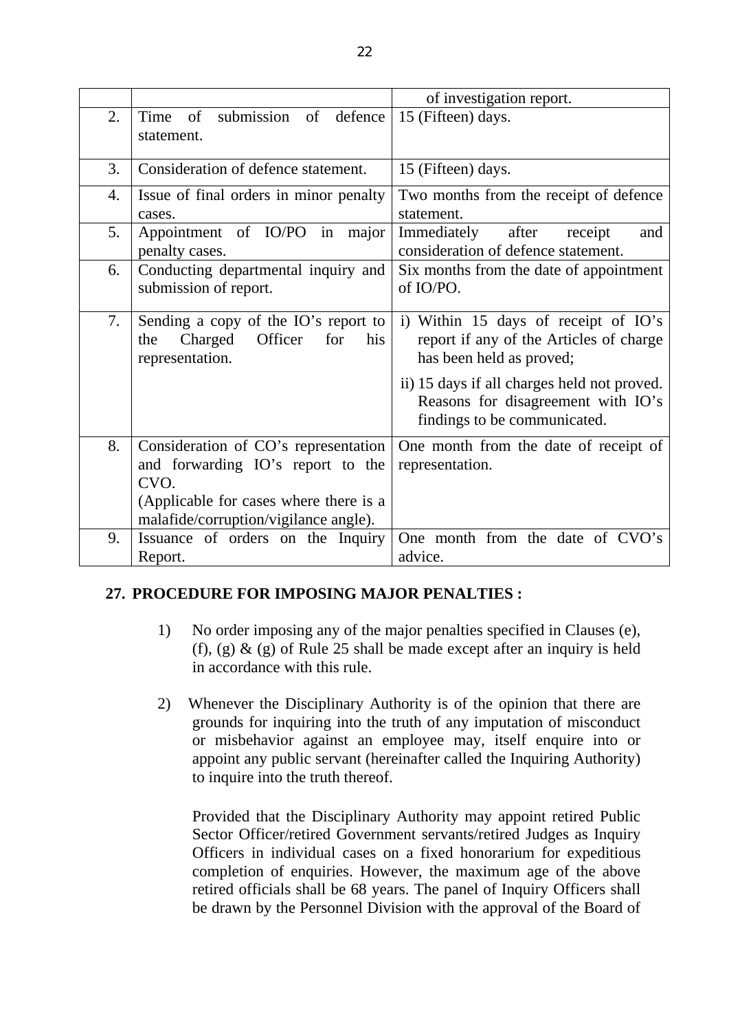| | | |
|---|---|---|
| | | of investigation report. |
| 2. | Time of submission of defence statement. | 15 (Fifteen) days. |
| 3. | Consideration of defence statement. | 15 (Fifteen) days. |
| 4. | Issue of final orders in minor penalty cases. | Two months from the receipt of defence statement. |
| 5. | Appointment of IO/PO in major penalty cases. | Immediately after receipt and consideration of defence statement. |
| 6. | Conducting departmental inquiry and submission of report. | Six months from the date of appointment of IO/PO. |
| 7. | Sending a copy of the IO's report to the Charged Officer for his representation. | i) Within 15 days of receipt of IO's report if any of the Articles of charge has been held as proved;<br>ii) 15 days if all charges held not proved. Reasons for disagreement with IO's findings to be communicated. |
| 8. | Consideration of CO's representation and forwarding IO's report to the CVO.<br>(Applicable for cases where there is a malafide/corruption/vigilance angle). | One month from the date of receipt of representation. |
| 9. | Issuance of orders on the Inquiry Report. | One month from the date of CVO's advice. |

## 27. PROCEDURE FOR IMPOSING MAJOR PENALTIES :

1) No order imposing any of the major penalties specified in Clauses (e), (f), (g) & (g) of Rule 25 shall be made except after an inquiry is held in accordance with this rule.

2) Whenever the Disciplinary Authority is of the opinion that there are grounds for inquiring into the truth of any imputation of misconduct or misbehavior against an employee may, itself enquire into or appoint any public servant (hereinafter called the Inquiring Authority) to inquire into the truth thereof.

Provided that the Disciplinary Authority may appoint retired Public Sector Officer/retired Government servants/retired Judges as Inquiry Officers in individual cases on a fixed honorarium for expeditious completion of enquiries. However, the maximum age of the above retired officials shall be 68 years. The panel of Inquiry Officers shall be drawn by the Personnel Division with the approval of the Board of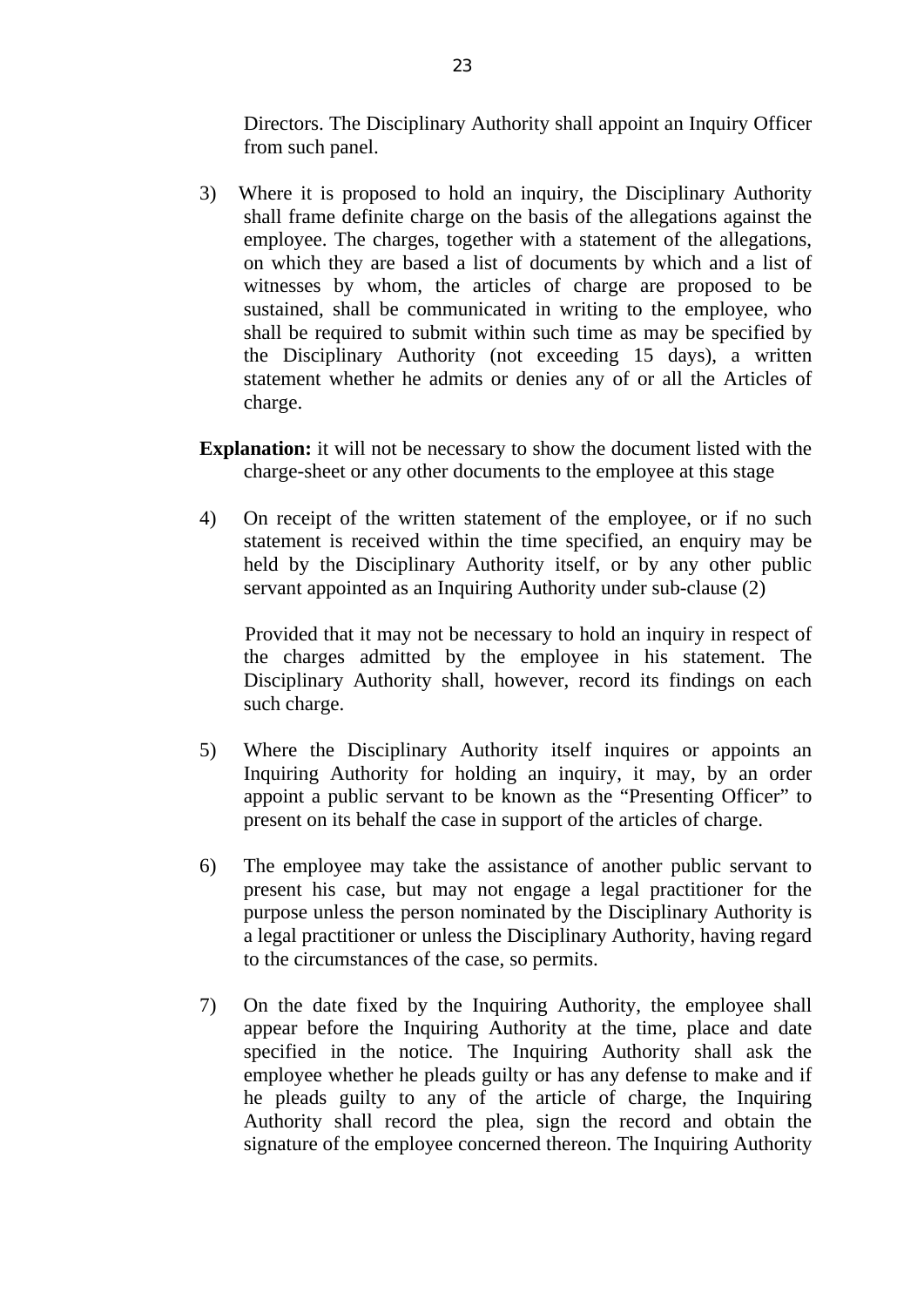Directors. The Disciplinary Authority shall appoint an Inquiry Officer from such panel.

3) Where it is proposed to hold an inquiry, the Disciplinary Authority shall frame definite charge on the basis of the allegations against the employee. The charges, together with a statement of the allegations, on which they are based a list of documents by which and a list of witnesses by whom, the articles of charge are proposed to be sustained, shall be communicated in writing to the employee, who shall be required to submit within such time as may be specified by the Disciplinary Authority (not exceeding 15 days), a written statement whether he admits or denies any of or all the Articles of charge.

**Explanation:** it will not be necessary to show the document listed with the charge-sheet or any other documents to the employee at this stage

4) On receipt of the written statement of the employee, or if no such statement is received within the time specified, an enquiry may be held by the Disciplinary Authority itself, or by any other public servant appointed as an Inquiring Authority under sub-clause (2)

Provided that it may not be necessary to hold an inquiry in respect of the charges admitted by the employee in his statement. The Disciplinary Authority shall, however, record its findings on each such charge.

5) Where the Disciplinary Authority itself inquires or appoints an Inquiring Authority for holding an inquiry, it may, by an order appoint a public servant to be known as the "Presenting Officer" to present on its behalf the case in support of the articles of charge.

6) The employee may take the assistance of another public servant to present his case, but may not engage a legal practitioner for the purpose unless the person nominated by the Disciplinary Authority is a legal practitioner or unless the Disciplinary Authority, having regard to the circumstances of the case, so permits.

7) On the date fixed by the Inquiring Authority, the employee shall appear before the Inquiring Authority at the time, place and date specified in the notice. The Inquiring Authority shall ask the employee whether he pleads guilty or has any defense to make and if he pleads guilty to any of the article of charge, the Inquiring Authority shall record the plea, sign the record and obtain the signature of the employee concerned thereon. The Inquiring Authority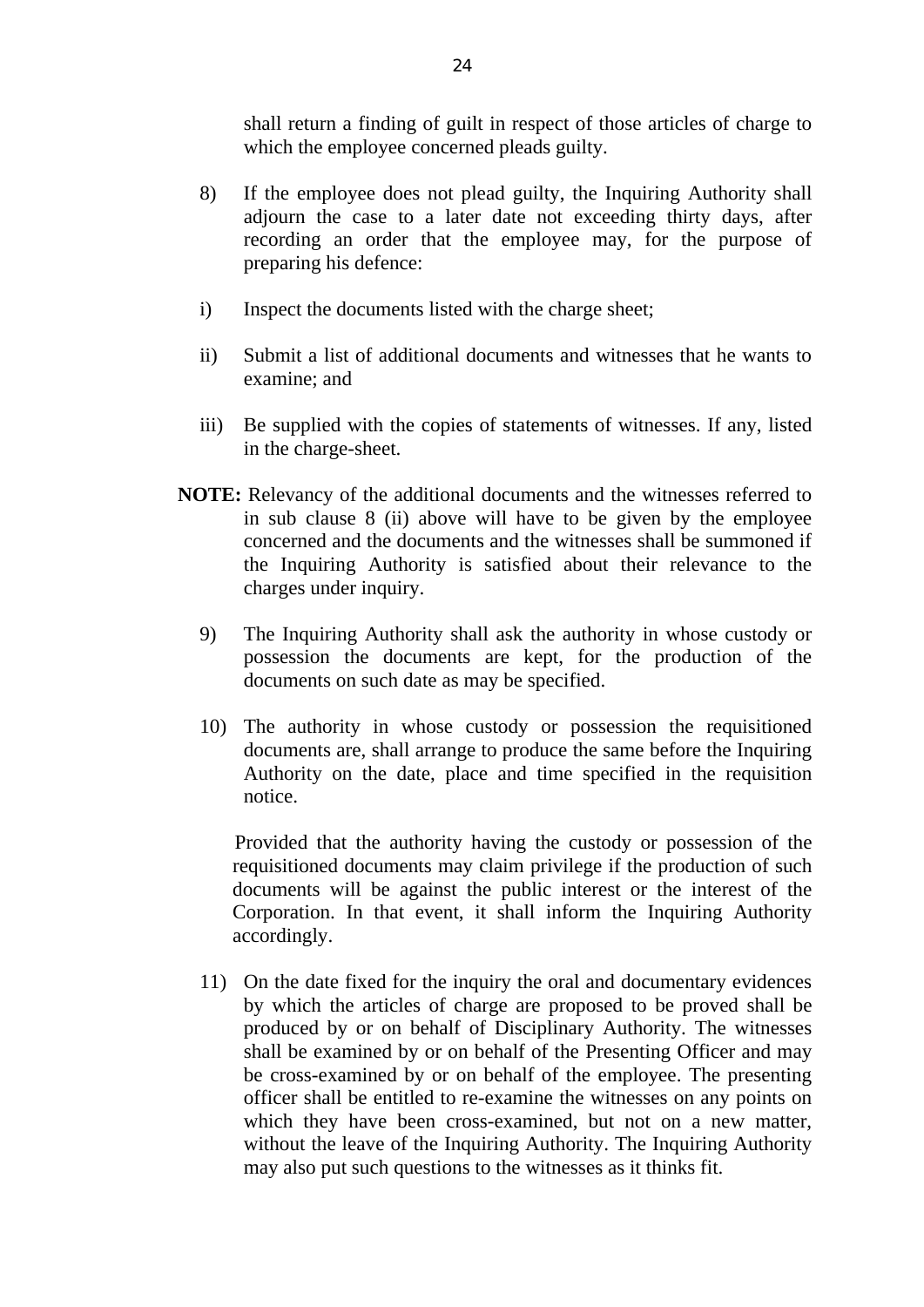shall return a finding of guilt in respect of those articles of charge to which the employee concerned pleads guilty.

8) If the employee does not plead guilty, the Inquiring Authority shall adjourn the case to a later date not exceeding thirty days, after recording an order that the employee may, for the purpose of preparing his defence:

i) Inspect the documents listed with the charge sheet;

ii) Submit a list of additional documents and witnesses that he wants to examine; and

iii) Be supplied with the copies of statements of witnesses. If any, listed in the charge-sheet.

**NOTE:** Relevancy of the additional documents and the witnesses referred to in sub clause 8 (ii) above will have to be given by the employee concerned and the documents and the witnesses shall be summoned if the Inquiring Authority is satisfied about their relevance to the charges under inquiry.

9) The Inquiring Authority shall ask the authority in whose custody or possession the documents are kept, for the production of the documents on such date as may be specified.

10) The authority in whose custody or possession the requisitioned documents are, shall arrange to produce the same before the Inquiring Authority on the date, place and time specified in the requisition notice.

Provided that the authority having the custody or possession of the requisitioned documents may claim privilege if the production of such documents will be against the public interest or the interest of the Corporation. In that event, it shall inform the Inquiring Authority accordingly.

11) On the date fixed for the inquiry the oral and documentary evidences by which the articles of charge are proposed to be proved shall be produced by or on behalf of Disciplinary Authority. The witnesses shall be examined by or on behalf of the Presenting Officer and may be cross-examined by or on behalf of the employee. The presenting officer shall be entitled to re-examine the witnesses on any points on which they have been cross-examined, but not on a new matter, without the leave of the Inquiring Authority. The Inquiring Authority may also put such questions to the witnesses as it thinks fit.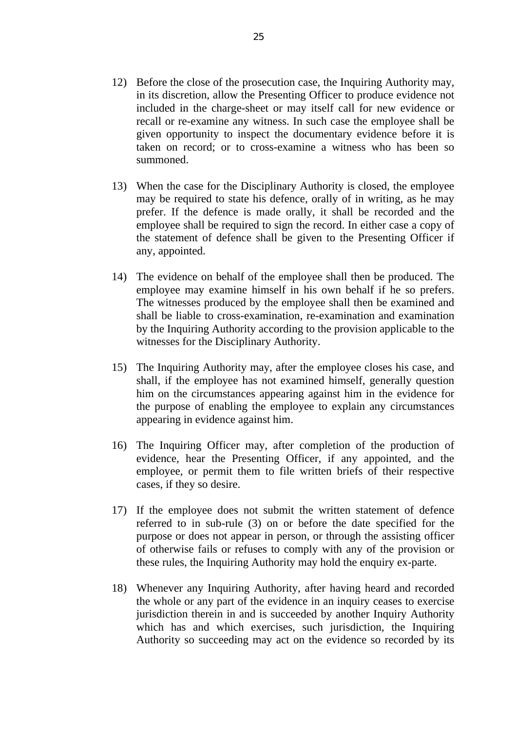12) Before the close of the prosecution case, the Inquiring Authority may, in its discretion, allow the Presenting Officer to produce evidence not included in the charge-sheet or may itself call for new evidence or recall or re-examine any witness. In such case the employee shall be given opportunity to inspect the documentary evidence before it is taken on record; or to cross-examine a witness who has been so summoned.

13) When the case for the Disciplinary Authority is closed, the employee may be required to state his defence, orally of in writing, as he may prefer. If the defence is made orally, it shall be recorded and the employee shall be required to sign the record. In either case a copy of the statement of defence shall be given to the Presenting Officer if any, appointed.

14) The evidence on behalf of the employee shall then be produced. The employee may examine himself in his own behalf if he so prefers. The witnesses produced by the employee shall then be examined and shall be liable to cross-examination, re-examination and examination by the Inquiring Authority according to the provision applicable to the witnesses for the Disciplinary Authority.

15) The Inquiring Authority may, after the employee closes his case, and shall, if the employee has not examined himself, generally question him on the circumstances appearing against him in the evidence for the purpose of enabling the employee to explain any circumstances appearing in evidence against him.

16) The Inquiring Officer may, after completion of the production of evidence, hear the Presenting Officer, if any appointed, and the employee, or permit them to file written briefs of their respective cases, if they so desire.

17) If the employee does not submit the written statement of defence referred to in sub-rule (3) on or before the date specified for the purpose or does not appear in person, or through the assisting officer of otherwise fails or refuses to comply with any of the provision or these rules, the Inquiring Authority may hold the enquiry ex-parte.

18) Whenever any Inquiring Authority, after having heard and recorded the whole or any part of the evidence in an inquiry ceases to exercise jurisdiction therein in and is succeeded by another Inquiry Authority which has and which exercises, such jurisdiction, the Inquiring Authority so succeeding may act on the evidence so recorded by its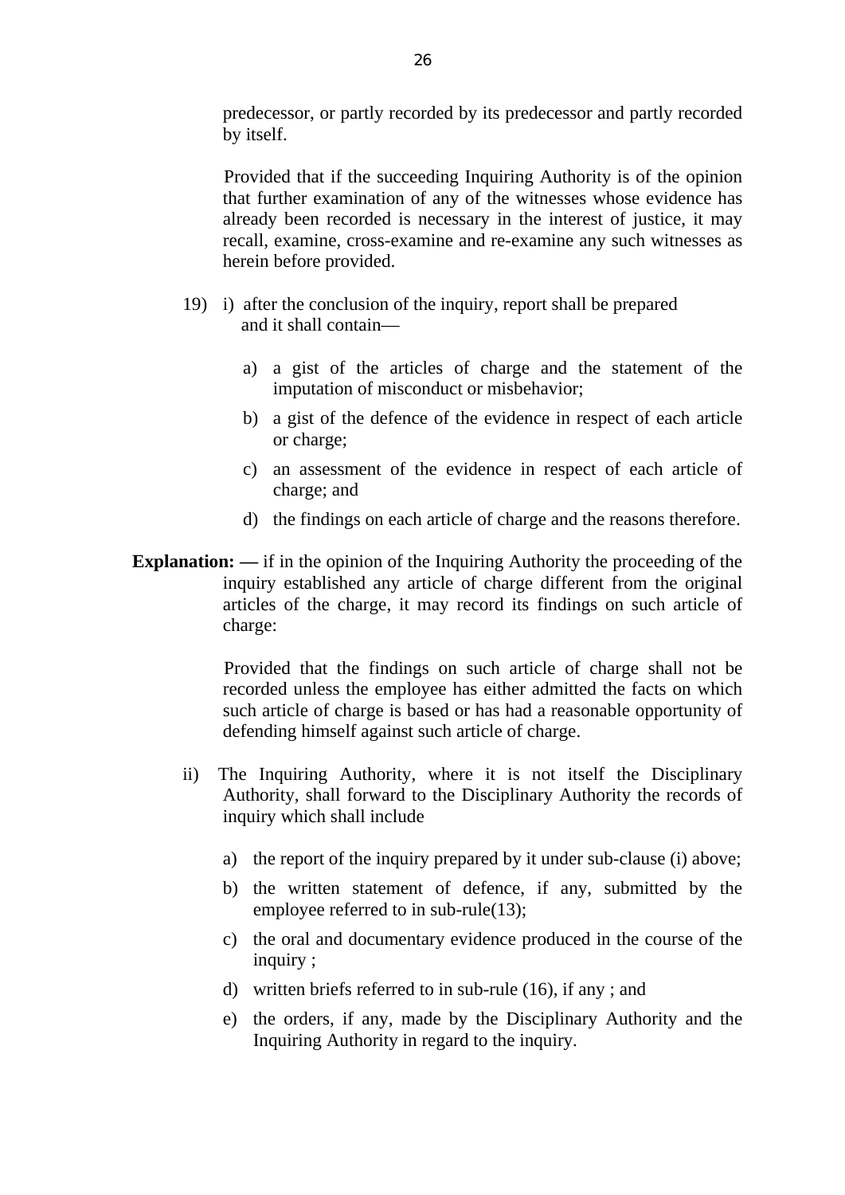predecessor, or partly recorded by its predecessor and partly recorded by itself.

Provided that if the succeeding Inquiring Authority is of the opinion that further examination of any of the witnesses whose evidence has already been recorded is necessary in the interest of justice, it may recall, examine, cross-examine and re-examine any such witnesses as herein before provided.

19) i) after the conclusion of the inquiry, report shall be prepared and it shall contain—

a) a gist of the articles of charge and the statement of the imputation of misconduct or misbehavior;

b) a gist of the defence of the evidence in respect of each article or charge;

c) an assessment of the evidence in respect of each article of charge; and

d) the findings on each article of charge and the reasons therefore.

**Explanation: —** if in the opinion of the Inquiring Authority the proceeding of the inquiry established any article of charge different from the original articles of the charge, it may record its findings on such article of charge:

Provided that the findings on such article of charge shall not be recorded unless the employee has either admitted the facts on which such article of charge is based or has had a reasonable opportunity of defending himself against such article of charge.

ii) The Inquiring Authority, where it is not itself the Disciplinary Authority, shall forward to the Disciplinary Authority the records of inquiry which shall include

a) the report of the inquiry prepared by it under sub-clause (i) above;

b) the written statement of defence, if any, submitted by the employee referred to in sub-rule(13);

c) the oral and documentary evidence produced in the course of the inquiry ;

d) written briefs referred to in sub-rule (16), if any ; and

e) the orders, if any, made by the Disciplinary Authority and the Inquiring Authority in regard to the inquiry.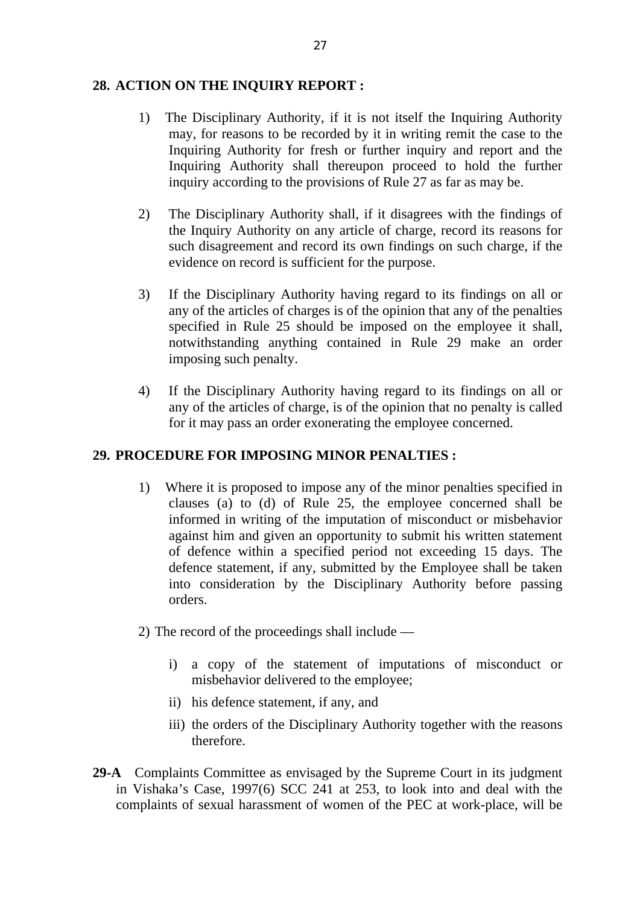## 28. ACTION ON THE INQUIRY REPORT :

1) The Disciplinary Authority, if it is not itself the Inquiring Authority may, for reasons to be recorded by it in writing remit the case to the Inquiring Authority for fresh or further inquiry and report and the Inquiring Authority shall thereupon proceed to hold the further inquiry according to the provisions of Rule 27 as far as may be.

2) The Disciplinary Authority shall, if it disagrees with the findings of the Inquiry Authority on any article of charge, record its reasons for such disagreement and record its own findings on such charge, if the evidence on record is sufficient for the purpose.

3) If the Disciplinary Authority having regard to its findings on all or any of the articles of charges is of the opinion that any of the penalties specified in Rule 25 should be imposed on the employee it shall, notwithstanding anything contained in Rule 29 make an order imposing such penalty.

4) If the Disciplinary Authority having regard to its findings on all or any of the articles of charge, is of the opinion that no penalty is called for it may pass an order exonerating the employee concerned.

## 29. PROCEDURE FOR IMPOSING MINOR PENALTIES :

1) Where it is proposed to impose any of the minor penalties specified in clauses (a) to (d) of Rule 25, the employee concerned shall be informed in writing of the imputation of misconduct or misbehavior against him and given an opportunity to submit his written statement of defence within a specified period not exceeding 15 days. The defence statement, if any, submitted by the Employee shall be taken into consideration by the Disciplinary Authority before passing orders.

2) The record of the proceedings shall include —

   i) a copy of the statement of imputations of misconduct or misbehavior delivered to the employee;

   ii) his defence statement, if any, and

   iii) the orders of the Disciplinary Authority together with the reasons therefore.

**29-A** Complaints Committee as envisaged by the Supreme Court in its judgment in Vishaka's Case, 1997(6) SCC 241 at 253, to look into and deal with the complaints of sexual harassment of women of the PEC at work-place, will be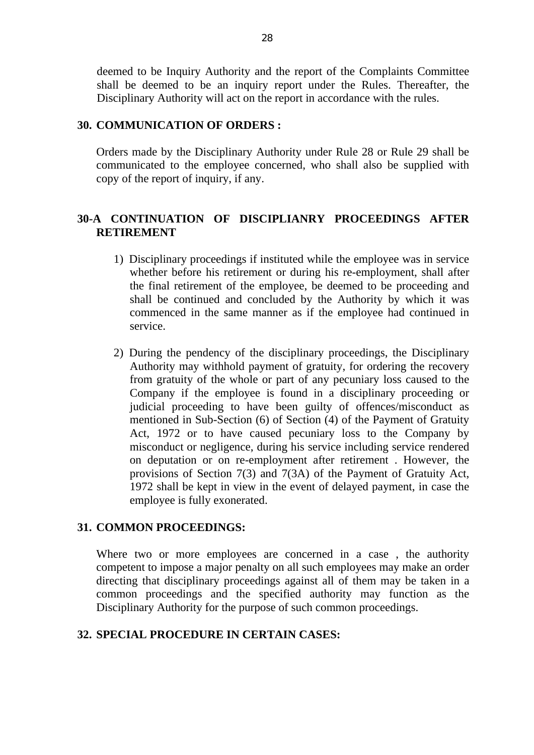deemed to be Inquiry Authority and the report of the Complaints Committee shall be deemed to be an inquiry report under the Rules. Thereafter, the Disciplinary Authority will act on the report in accordance with the rules.

**30. COMMUNICATION OF ORDERS :**

Orders made by the Disciplinary Authority under Rule 28 or Rule 29 shall be communicated to the employee concerned, who shall also be supplied with copy of the report of inquiry, if any.

**30-A CONTINUATION OF DISCIPLIANRY PROCEEDINGS AFTER RETIREMENT**

1) Disciplinary proceedings if instituted while the employee was in service whether before his retirement or during his re-employment, shall after the final retirement of the employee, be deemed to be proceeding and shall be continued and concluded by the Authority by which it was commenced in the same manner as if the employee had continued in service.

2) During the pendency of the disciplinary proceedings, the Disciplinary Authority may withhold payment of gratuity, for ordering the recovery from gratuity of the whole or part of any pecuniary loss caused to the Company if the employee is found in a disciplinary proceeding or judicial proceeding to have been guilty of offences/misconduct as mentioned in Sub-Section (6) of Section (4) of the Payment of Gratuity Act, 1972 or to have caused pecuniary loss to the Company by misconduct or negligence, during his service including service rendered on deputation or on re-employment after retirement . However, the provisions of Section 7(3) and 7(3A) of the Payment of Gratuity Act, 1972 shall be kept in view in the event of delayed payment, in case the employee is fully exonerated.

**31. COMMON PROCEEDINGS:**

Where two or more employees are concerned in a case , the authority competent to impose a major penalty on all such employees may make an order directing that disciplinary proceedings against all of them may be taken in a common proceedings and the specified authority may function as the Disciplinary Authority for the purpose of such common proceedings.

**32. SPECIAL PROCEDURE IN CERTAIN CASES:**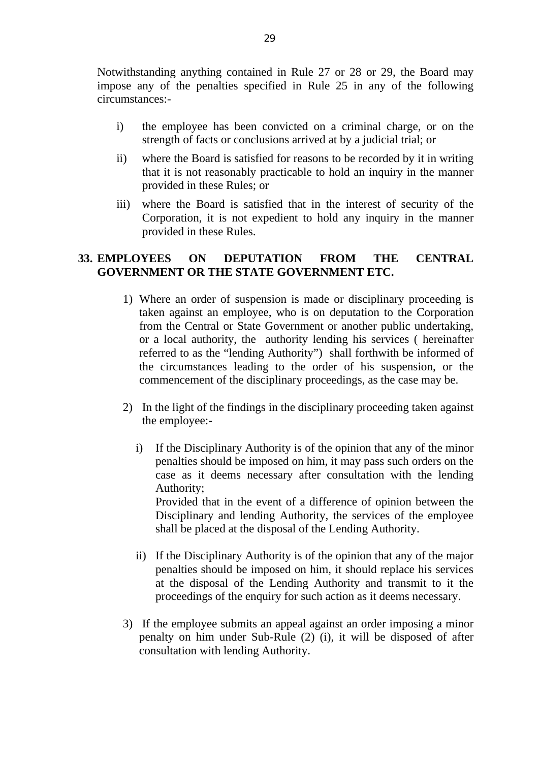Notwithstanding anything contained in Rule 27 or 28 or 29, the Board may impose any of the penalties specified in Rule 25 in any of the following circumstances:-

i) the employee has been convicted on a criminal charge, or on the strength of facts or conclusions arrived at by a judicial trial; or

ii) where the Board is satisfied for reasons to be recorded by it in writing that it is not reasonably practicable to hold an inquiry in the manner provided in these Rules; or

iii) where the Board is satisfied that in the interest of security of the Corporation, it is not expedient to hold any inquiry in the manner provided in these Rules.

## 33. EMPLOYEES ON DEPUTATION FROM THE CENTRAL GOVERNMENT OR THE STATE GOVERNMENT ETC.

1) Where an order of suspension is made or disciplinary proceeding is taken against an employee, who is on deputation to the Corporation from the Central or State Government or another public undertaking, or a local authority, the authority lending his services ( hereinafter referred to as the "lending Authority") shall forthwith be informed of the circumstances leading to the order of his suspension, or the commencement of the disciplinary proceedings, as the case may be.

2) In the light of the findings in the disciplinary proceeding taken against the employee:-

   i) If the Disciplinary Authority is of the opinion that any of the minor penalties should be imposed on him, it may pass such orders on the case as it deems necessary after consultation with the lending Authority;
   Provided that in the event of a difference of opinion between the Disciplinary and lending Authority, the services of the employee shall be placed at the disposal of the Lending Authority.

   ii) If the Disciplinary Authority is of the opinion that any of the major penalties should be imposed on him, it should replace his services at the disposal of the Lending Authority and transmit to it the proceedings of the enquiry for such action as it deems necessary.

3) If the employee submits an appeal against an order imposing a minor penalty on him under Sub-Rule (2) (i), it will be disposed of after consultation with lending Authority.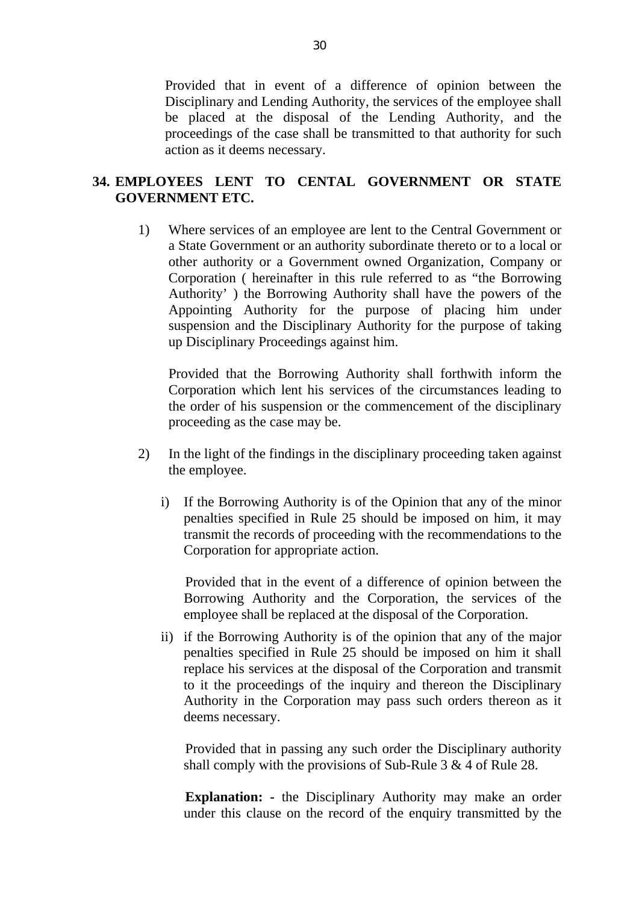Provided that in event of a difference of opinion between the Disciplinary and Lending Authority, the services of the employee shall be placed at the disposal of the Lending Authority, and the proceedings of the case shall be transmitted to that authority for such action as it deems necessary.

## 34. EMPLOYEES LENT TO CENTAL GOVERNMENT OR STATE GOVERNMENT ETC.

1) Where services of an employee are lent to the Central Government or a State Government or an authority subordinate thereto or to a local or other authority or a Government owned Organization, Company or Corporation ( hereinafter in this rule referred to as "the Borrowing Authority' ) the Borrowing Authority shall have the powers of the Appointing Authority for the purpose of placing him under suspension and the Disciplinary Authority for the purpose of taking up Disciplinary Proceedings against him.

   Provided that the Borrowing Authority shall forthwith inform the Corporation which lent his services of the circumstances leading to the order of his suspension or the commencement of the disciplinary proceeding as the case may be.

2) In the light of the findings in the disciplinary proceeding taken against the employee.

   i) If the Borrowing Authority is of the Opinion that any of the minor penalties specified in Rule 25 should be imposed on him, it may transmit the records of proceeding with the recommendations to the Corporation for appropriate action.

      Provided that in the event of a difference of opinion between the Borrowing Authority and the Corporation, the services of the employee shall be replaced at the disposal of the Corporation.

   ii) if the Borrowing Authority is of the opinion that any of the major penalties specified in Rule 25 should be imposed on him it shall replace his services at the disposal of the Corporation and transmit to it the proceedings of the inquiry and thereon the Disciplinary Authority in the Corporation may pass such orders thereon as it deems necessary.

      Provided that in passing any such order the Disciplinary authority shall comply with the provisions of Sub-Rule 3 & 4 of Rule 28.

      **Explanation: -** the Disciplinary Authority may make an order under this clause on the record of the enquiry transmitted by the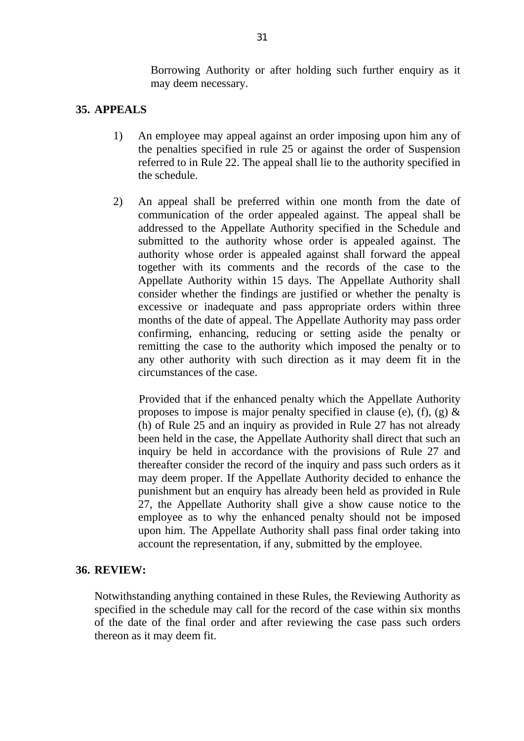Borrowing Authority or after holding such further enquiry as it may deem necessary.

## 35. APPEALS

1) An employee may appeal against an order imposing upon him any of the penalties specified in rule 25 or against the order of Suspension referred to in Rule 22. The appeal shall lie to the authority specified in the schedule.

2) An appeal shall be preferred within one month from the date of communication of the order appealed against. The appeal shall be addressed to the Appellate Authority specified in the Schedule and submitted to the authority whose order is appealed against. The authority whose order is appealed against shall forward the appeal together with its comments and the records of the case to the Appellate Authority within 15 days. The Appellate Authority shall consider whether the findings are justified or whether the penalty is excessive or inadequate and pass appropriate orders within three months of the date of appeal. The Appellate Authority may pass order confirming, enhancing, reducing or setting aside the penalty or remitting the case to the authority which imposed the penalty or to any other authority with such direction as it may deem fit in the circumstances of the case.

   Provided that if the enhanced penalty which the Appellate Authority proposes to impose is major penalty specified in clause (e), (f), (g) & (h) of Rule 25 and an inquiry as provided in Rule 27 has not already been held in the case, the Appellate Authority shall direct that such an inquiry be held in accordance with the provisions of Rule 27 and thereafter consider the record of the inquiry and pass such orders as it may deem proper. If the Appellate Authority decided to enhance the punishment but an enquiry has already been held as provided in Rule 27, the Appellate Authority shall give a show cause notice to the employee as to why the enhanced penalty should not be imposed upon him. The Appellate Authority shall pass final order taking into account the representation, if any, submitted by the employee.

## 36. REVIEW:

Notwithstanding anything contained in these Rules, the Reviewing Authority as specified in the schedule may call for the record of the case within six months of the date of the final order and after reviewing the case pass such orders thereon as it may deem fit.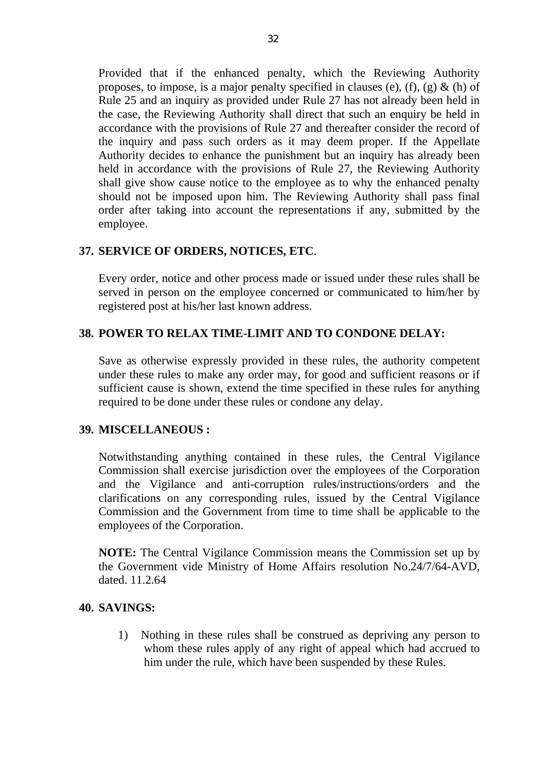Provided that if the enhanced penalty, which the Reviewing Authority proposes, to impose, is a major penalty specified in clauses (e), (f), (g) & (h) of Rule 25 and an inquiry as provided under Rule 27 has not already been held in the case, the Reviewing Authority shall direct that such an enquiry be held in accordance with the provisions of Rule 27 and thereafter consider the record of the inquiry and pass such orders as it may deem proper. If the Appellate Authority decides to enhance the punishment but an inquiry has already been held in accordance with the provisions of Rule 27, the Reviewing Authority shall give show cause notice to the employee as to why the enhanced penalty should not be imposed upon him. The Reviewing Authority shall pass final order after taking into account the representations if any, submitted by the employee.

**37. SERVICE OF ORDERS, NOTICES, ETC**.

Every order, notice and other process made or issued under these rules shall be served in person on the employee concerned or communicated to him/her by registered post at his/her last known address.

**38. POWER TO RELAX TIME-LIMIT AND TO CONDONE DELAY:**

Save as otherwise expressly provided in these rules, the authority competent under these rules to make any order may, for good and sufficient reasons or if sufficient cause is shown, extend the time specified in these rules for anything required to be done under these rules or condone any delay.

**39. MISCELLANEOUS :**

Notwithstanding anything contained in these rules, the Central Vigilance Commission shall exercise jurisdiction over the employees of the Corporation and the Vigilance and anti-corruption rules/instructions/orders and the clarifications on any corresponding rules, issued by the Central Vigilance Commission and the Government from time to time shall be applicable to the employees of the Corporation.

**NOTE:** The Central Vigilance Commission means the Commission set up by the Government vide Ministry of Home Affairs resolution No.24/7/64-AVD, dated. 11.2.64

**40. SAVINGS:**

1) Nothing in these rules shall be construed as depriving any person to whom these rules apply of any right of appeal which had accrued to him under the rule, which have been suspended by these Rules.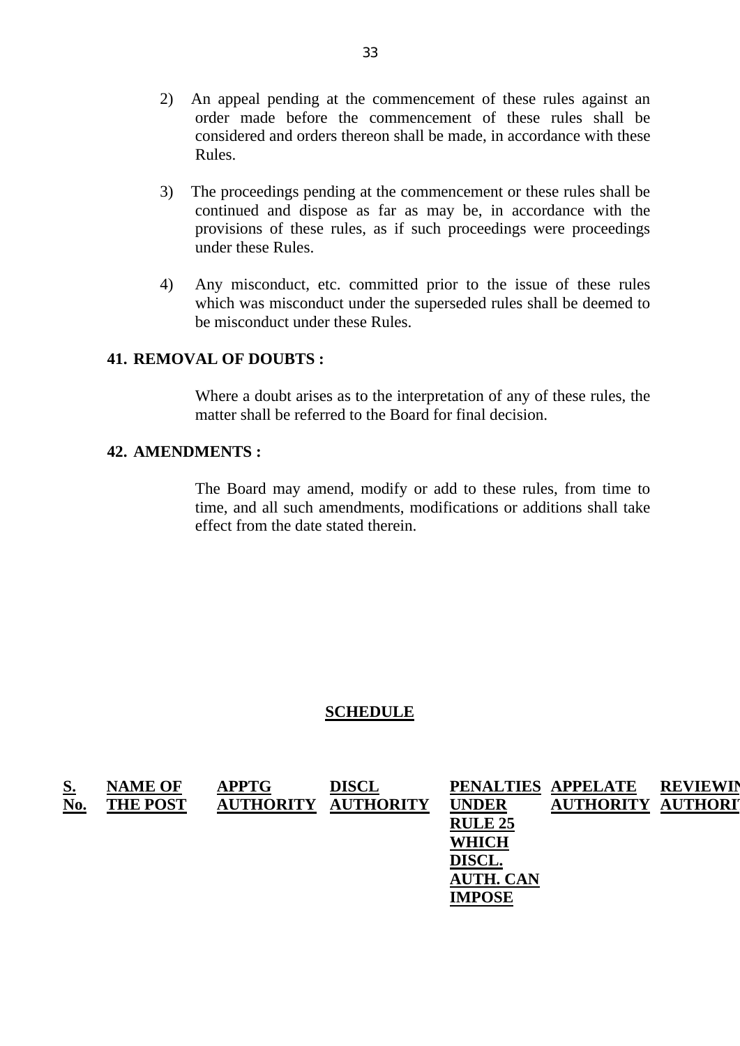2) An appeal pending at the commencement of these rules against an order made before the commencement of these rules shall be considered and orders thereon shall be made, in accordance with these Rules.

3) The proceedings pending at the commencement or these rules shall be continued and dispose as far as may be, in accordance with the provisions of these rules, as if such proceedings were proceedings under these Rules.

4) Any misconduct, etc. committed prior to the issue of these rules which was misconduct under the superseded rules shall be deemed to be misconduct under these Rules.

**41. REMOVAL OF DOUBTS :**

Where a doubt arises as to the interpretation of any of these rules, the matter shall be referred to the Board for final decision.

**42. AMENDMENTS :**

The Board may amend, modify or add to these rules, from time to time, and all such amendments, modifications or additions shall take effect from the date stated therein.

**SCHEDULE**

| S. No. | NAME OF THE POST | APPTG AUTHORITY | DISCL AUTHORITY | PENALTIES UNDER RULE 25 WHICH DISCL. AUTH. CAN IMPOSE | APPELATE AUTHORITY | REVIEWING AUTHORITY |
|---|---|---|---|---|---|---|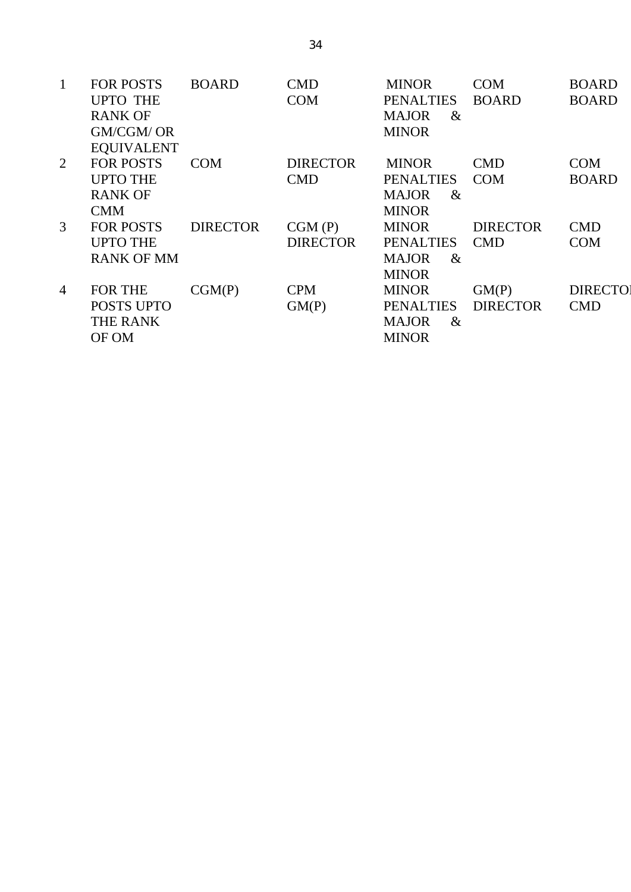| | | | | | | |
|---|---|---|---|---|---|---|
| 1 | FOR POSTS UPTO THE RANK OF GM/CGM/ OR EQUIVALENT | BOARD | CMD<br>COM | MINOR PENALTIES<br>MAJOR & MINOR | COM<br>BOARD | BOARD<br>BOARD |
| 2 | FOR POSTS UPTO THE RANK OF CMM | COM | DIRECTOR<br>CMD | MINOR PENALTIES<br>MAJOR & MINOR | CMD<br>COM | COM<br>BOARD |
| 3 | FOR POSTS UPTO THE RANK OF MM | DIRECTOR | CGM (P)<br>DIRECTOR | MINOR PENALTIES<br>MAJOR & MINOR | DIRECTOR<br>CMD | CMD<br>COM |
| 4 | FOR THE POSTS UPTO THE RANK OF OM | CGM(P) | CPM<br>GM(P) | MINOR PENALTIES<br>MAJOR & MINOR | GM(P)<br>DIRECTOR | DIRECTOR<br>CMD |